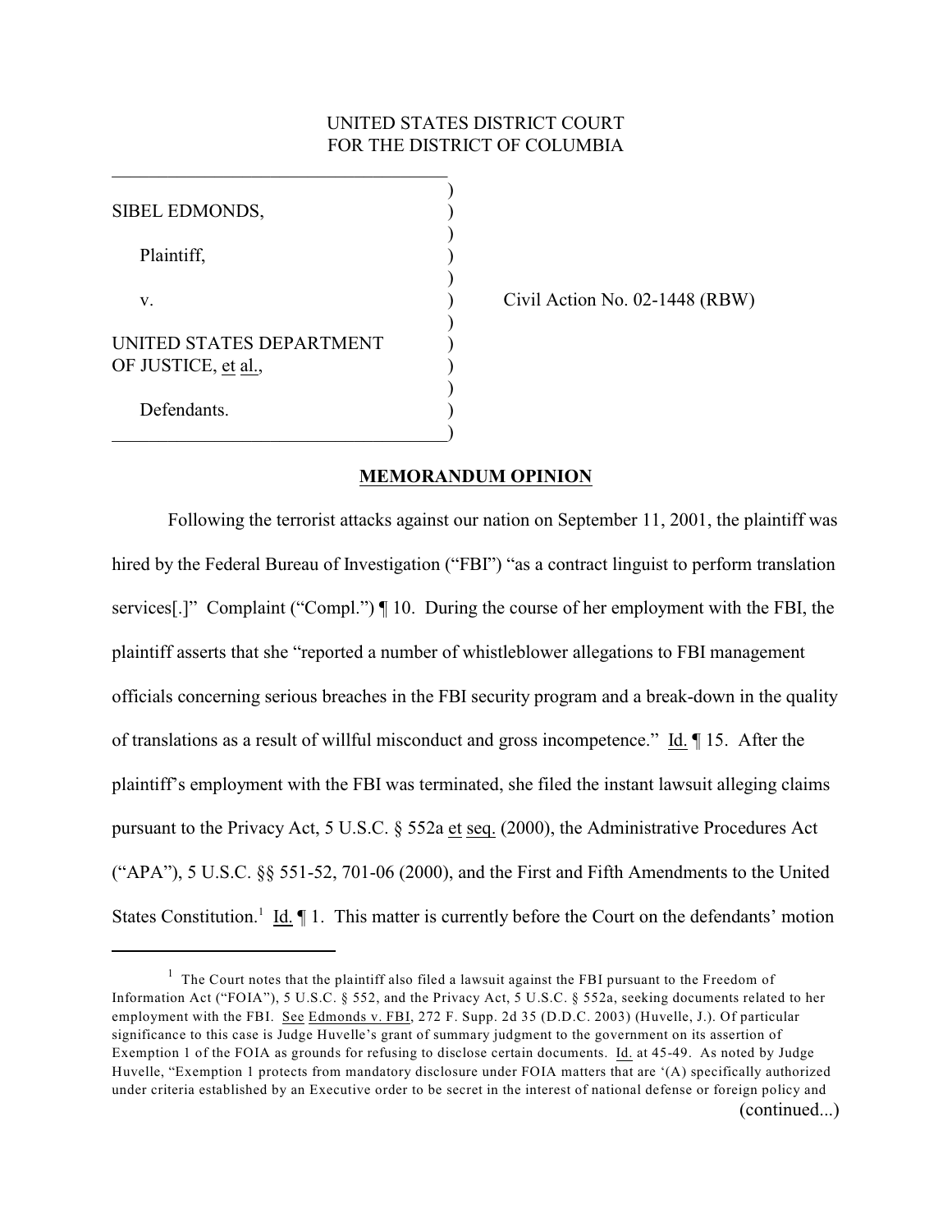UNITED STATES DISTRICT COURT
FOR THE DISTRICT OF COLUMBIA

SIBEL EDMONDS,

Plaintiff,

v.

UNITED STATES DEPARTMENT OF JUSTICE, et al.,

Defendants.

Civil Action No. 02-1448 (RBW)

## MEMORANDUM OPINION

Following the terrorist attacks against our nation on September 11, 2001, the plaintiff was hired by the Federal Bureau of Investigation ("FBI") "as a contract linguist to perform translation services[.]" Complaint ("Compl.") ¶ 10. During the course of her employment with the FBI, the plaintiff asserts that she "reported a number of whistleblower allegations to FBI management officials concerning serious breaches in the FBI security program and a break-down in the quality of translations as a result of willful misconduct and gross incompetence." Id. ¶ 15. After the plaintiff's employment with the FBI was terminated, she filed the instant lawsuit alleging claims pursuant to the Privacy Act, 5 U.S.C. § 552a et seq. (2000), the Administrative Procedures Act ("APA"), 5 U.S.C. §§ 551-52, 701-06 (2000), and the First and Fifth Amendments to the United States Constitution.[1] Id. ¶ 1. This matter is currently before the Court on the defendants' motion

[1] The Court notes that the plaintiff also filed a lawsuit against the FBI pursuant to the Freedom of Information Act ("FOIA"), 5 U.S.C. § 552, and the Privacy Act, 5 U.S.C. § 552a, seeking documents related to her employment with the FBI. See Edmonds v. FBI, 272 F. Supp. 2d 35 (D.D.C. 2003) (Huvelle, J.). Of particular significance to this case is Judge Huvelle's grant of summary judgment to the government on its assertion of Exemption 1 of the FOIA as grounds for refusing to disclose certain documents. Id. at 45-49. As noted by Judge Huvelle, "Exemption 1 protects from mandatory disclosure under FOIA matters that are '(A) specifically authorized under criteria established by an Executive order to be secret in the interest of national defense or foreign policy and

(continued...)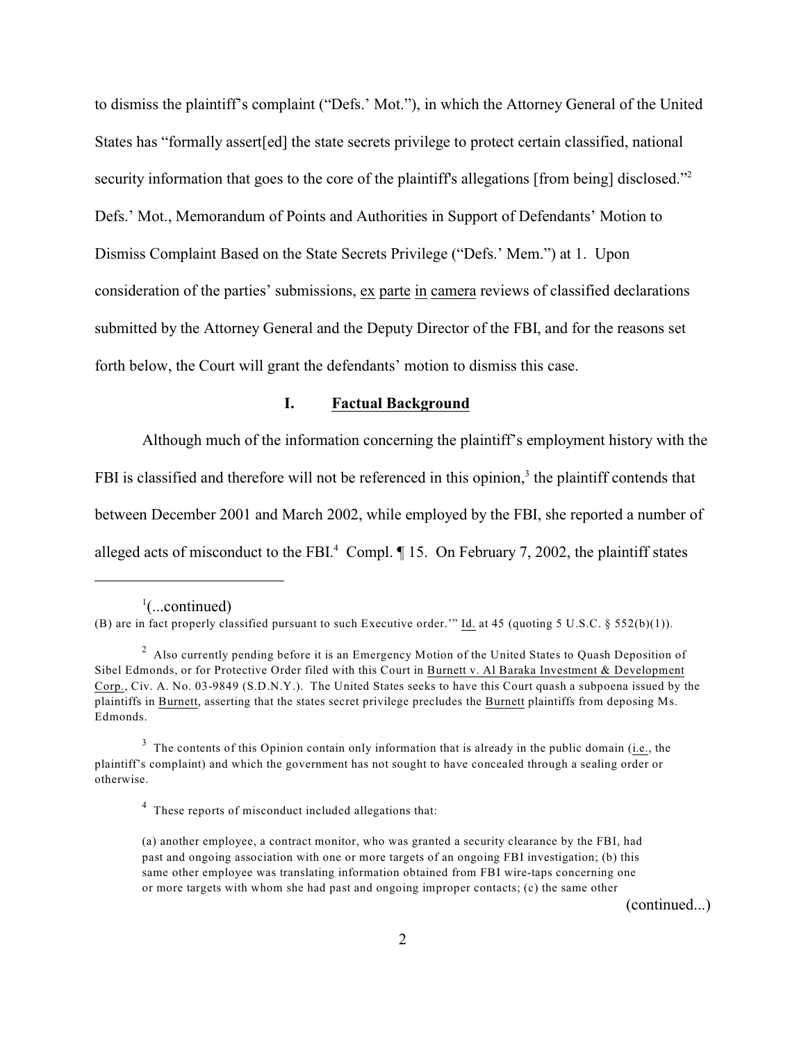to dismiss the plaintiff's complaint ("Defs.' Mot."), in which the Attorney General of the United States has "formally assert[ed] the state secrets privilege to protect certain classified, national security information that goes to the core of the plaintiff's allegations [from being] disclosed."[2] Defs.' Mot., Memorandum of Points and Authorities in Support of Defendants' Motion to Dismiss Complaint Based on the State Secrets Privilege ("Defs.' Mem.") at 1. Upon consideration of the parties' submissions, ex parte in camera reviews of classified declarations submitted by the Attorney General and the Deputy Director of the FBI, and for the reasons set forth below, the Court will grant the defendants' motion to dismiss this case.

## I. Factual Background

Although much of the information concerning the plaintiff's employment history with the FBI is classified and therefore will not be referenced in this opinion,[3] the plaintiff contends that between December 2001 and March 2002, while employed by the FBI, she reported a number of alleged acts of misconduct to the FBI.[4] Compl. ¶ 15. On February 7, 2002, the plaintiff states

---

[1](...continued)
(B) are in fact properly classified pursuant to such Executive order.'" Id. at 45 (quoting 5 U.S.C. § 552(b)(1)).

[2] Also currently pending before it is an Emergency Motion of the United States to Quash Deposition of Sibel Edmonds, or for Protective Order filed with this Court in Burnett v. Al Baraka Investment & Development Corp., Civ. A. No. 03-9849 (S.D.N.Y.). The United States seeks to have this Court quash a subpoena issued by the plaintiffs in Burnett, asserting that the states secret privilege precludes the Burnett plaintiffs from deposing Ms. Edmonds.

[3] The contents of this Opinion contain only information that is already in the public domain (i.e., the plaintiff's complaint) and which the government has not sought to have concealed through a sealing order or otherwise.

[4] These reports of misconduct included allegations that:

> (a) another employee, a contract monitor, who was granted a security clearance by the FBI, had past and ongoing association with one or more targets of an ongoing FBI investigation; (b) this same other employee was translating information obtained from FBI wire-taps concerning one or more targets with whom she had past and ongoing improper contacts; (c) the same other

(continued...)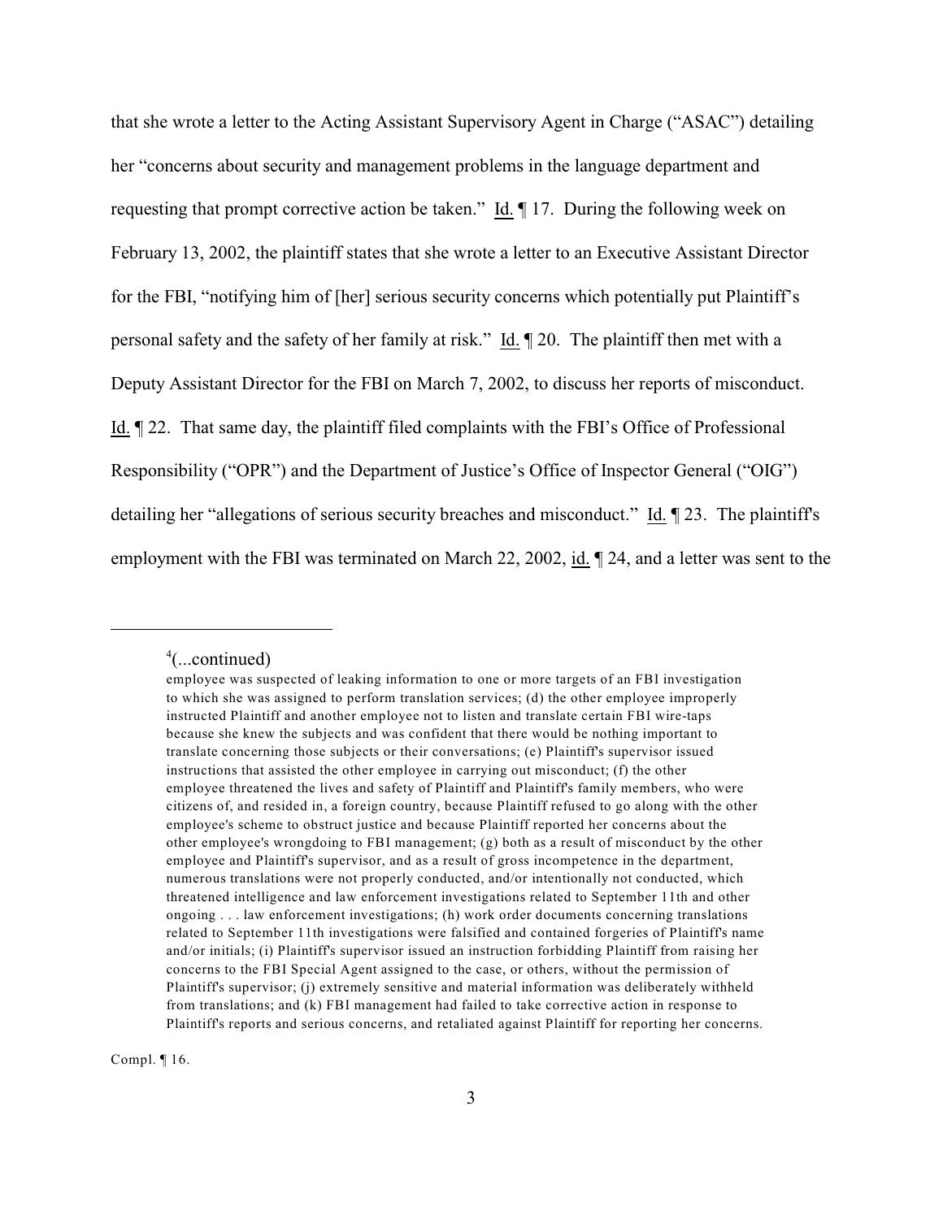that she wrote a letter to the Acting Assistant Supervisory Agent in Charge ("ASAC") detailing her "concerns about security and management problems in the language department and requesting that prompt corrective action be taken." Id. ¶ 17. During the following week on February 13, 2002, the plaintiff states that she wrote a letter to an Executive Assistant Director for the FBI, "notifying him of [her] serious security concerns which potentially put Plaintiff's personal safety and the safety of her family at risk." Id. ¶ 20. The plaintiff then met with a Deputy Assistant Director for the FBI on March 7, 2002, to discuss her reports of misconduct. Id. ¶ 22. That same day, the plaintiff filed complaints with the FBI's Office of Professional Responsibility ("OPR") and the Department of Justice's Office of Inspector General ("OIG") detailing her "allegations of serious security breaches and misconduct." Id. ¶ 23. The plaintiff's employment with the FBI was terminated on March 22, 2002, id. ¶ 24, and a letter was sent to the

---

[4](...continued)

employee was suspected of leaking information to one or more targets of an FBI investigation to which she was assigned to perform translation services; (d) the other employee improperly instructed Plaintiff and another employee not to listen and translate certain FBI wire-taps because she knew the subjects and was confident that there would be nothing important to translate concerning those subjects or their conversations; (e) Plaintiff's supervisor issued instructions that assisted the other employee in carrying out misconduct; (f) the other employee threatened the lives and safety of Plaintiff and Plaintiff's family members, who were citizens of, and resided in, a foreign country, because Plaintiff refused to go along with the other employee's scheme to obstruct justice and because Plaintiff reported her concerns about the other employee's wrongdoing to FBI management; (g) both as a result of misconduct by the other employee and Plaintiff's supervisor, and as a result of gross incompetence in the department, numerous translations were not properly conducted, and/or intentionally not conducted, which threatened intelligence and law enforcement investigations related to September 11th and other ongoing . . . law enforcement investigations; (h) work order documents concerning translations related to September 11th investigations were falsified and contained forgeries of Plaintiff's name and/or initials; (i) Plaintiff's supervisor issued an instruction forbidding Plaintiff from raising her concerns to the FBI Special Agent assigned to the case, or others, without the permission of Plaintiff's supervisor; (j) extremely sensitive and material information was deliberately withheld from translations; and (k) FBI management had failed to take corrective action in response to Plaintiff's reports and serious concerns, and retaliated against Plaintiff for reporting her concerns.

Compl. ¶ 16.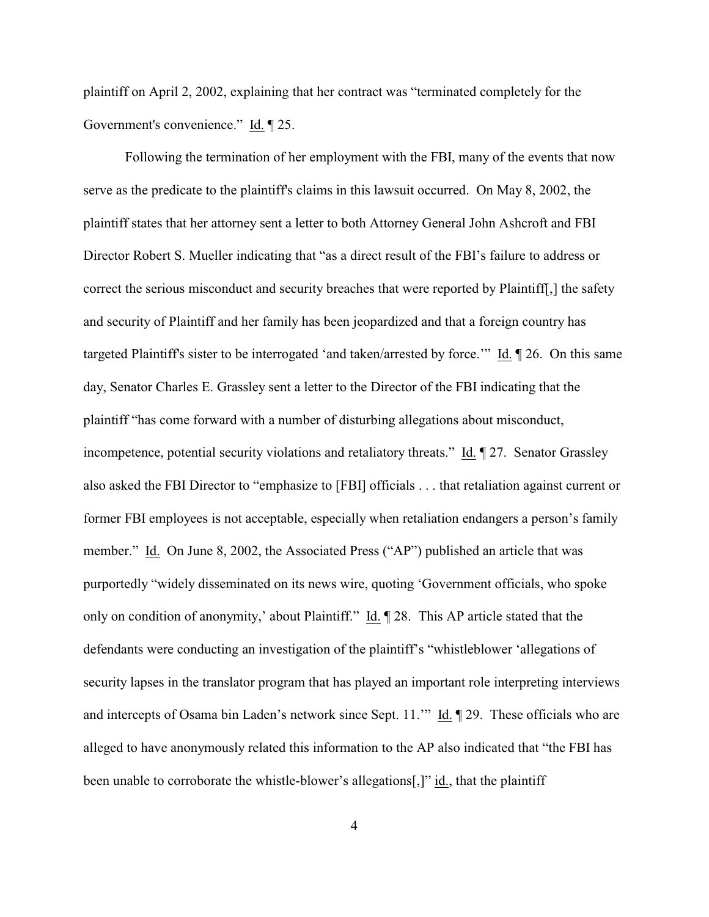plaintiff on April 2, 2002, explaining that her contract was "terminated completely for the Government's convenience." Id. ¶ 25.

Following the termination of her employment with the FBI, many of the events that now serve as the predicate to the plaintiff's claims in this lawsuit occurred. On May 8, 2002, the plaintiff states that her attorney sent a letter to both Attorney General John Ashcroft and FBI Director Robert S. Mueller indicating that "as a direct result of the FBI's failure to address or correct the serious misconduct and security breaches that were reported by Plaintiff[,] the safety and security of Plaintiff and her family has been jeopardized and that a foreign country has targeted Plaintiff's sister to be interrogated 'and taken/arrested by force.'" Id. ¶ 26. On this same day, Senator Charles E. Grassley sent a letter to the Director of the FBI indicating that the plaintiff "has come forward with a number of disturbing allegations about misconduct, incompetence, potential security violations and retaliatory threats." Id. ¶ 27. Senator Grassley also asked the FBI Director to "emphasize to [FBI] officials . . . that retaliation against current or former FBI employees is not acceptable, especially when retaliation endangers a person's family member." Id. On June 8, 2002, the Associated Press ("AP") published an article that was purportedly "widely disseminated on its news wire, quoting 'Government officials, who spoke only on condition of anonymity,' about Plaintiff." Id. ¶ 28. This AP article stated that the defendants were conducting an investigation of the plaintiff's "whistleblower 'allegations of security lapses in the translator program that has played an important role interpreting interviews and intercepts of Osama bin Laden's network since Sept. 11.'" Id. ¶ 29. These officials who are alleged to have anonymously related this information to the AP also indicated that "the FBI has been unable to corroborate the whistle-blower's allegations[,]" id., that the plaintiff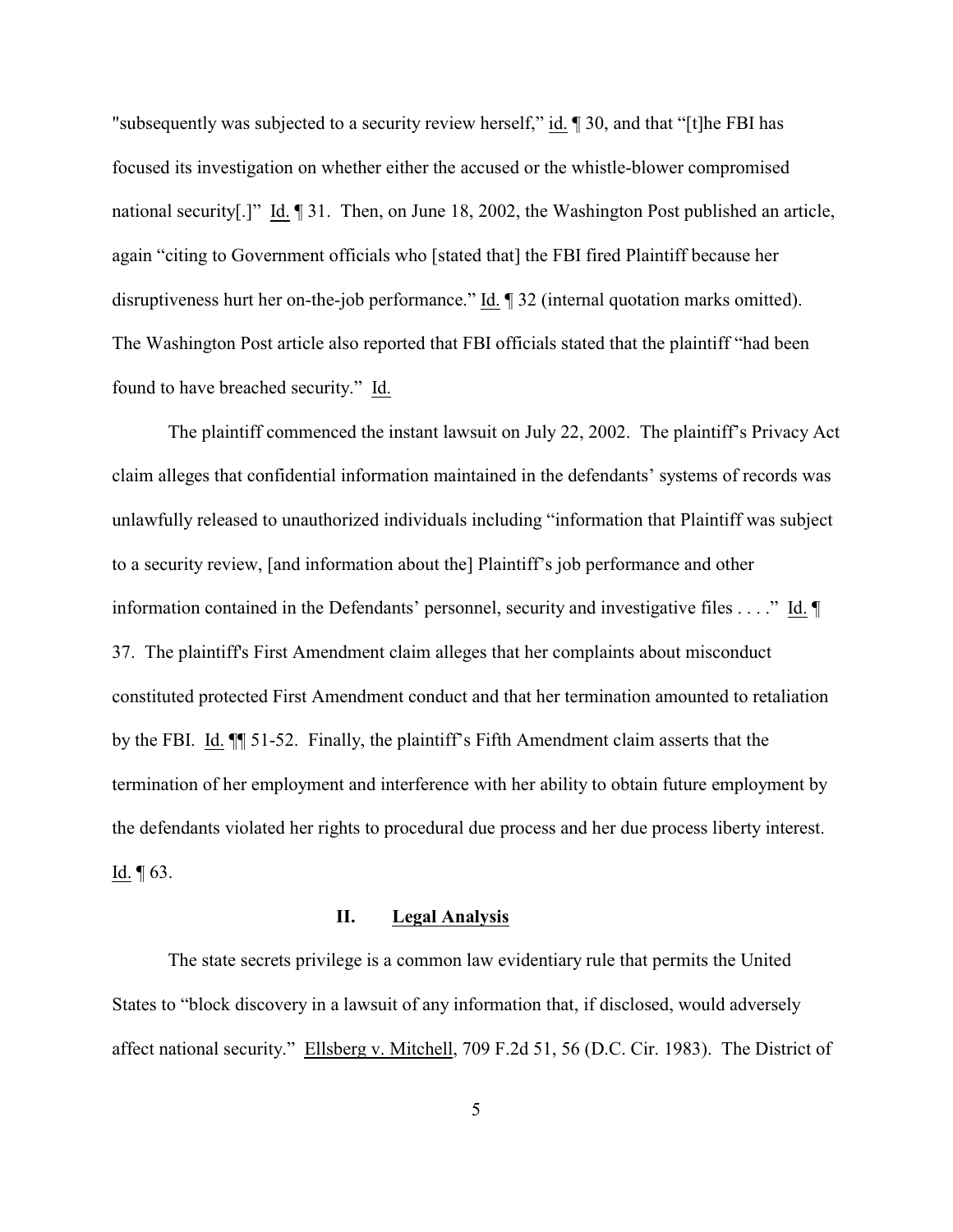"subsequently was subjected to a security review herself," id. ¶ 30, and that "[t]he FBI has focused its investigation on whether either the accused or the whistle-blower compromised national security[.]" Id. ¶ 31. Then, on June 18, 2002, the Washington Post published an article, again "citing to Government officials who [stated that] the FBI fired Plaintiff because her disruptiveness hurt her on-the-job performance." Id. ¶ 32 (internal quotation marks omitted). The Washington Post article also reported that FBI officials stated that the plaintiff "had been found to have breached security." Id.

The plaintiff commenced the instant lawsuit on July 22, 2002. The plaintiff's Privacy Act claim alleges that confidential information maintained in the defendants' systems of records was unlawfully released to unauthorized individuals including "information that Plaintiff was subject to a security review, [and information about the] Plaintiff's job performance and other information contained in the Defendants' personnel, security and investigative files . . . ." Id. ¶ 37. The plaintiff's First Amendment claim alleges that her complaints about misconduct constituted protected First Amendment conduct and that her termination amounted to retaliation by the FBI. Id. ¶¶ 51-52. Finally, the plaintiff's Fifth Amendment claim asserts that the termination of her employment and interference with her ability to obtain future employment by the defendants violated her rights to procedural due process and her due process liberty interest. Id. ¶ 63.

## II. Legal Analysis

The state secrets privilege is a common law evidentiary rule that permits the United States to "block discovery in a lawsuit of any information that, if disclosed, would adversely affect national security." Ellsberg v. Mitchell, 709 F.2d 51, 56 (D.C. Cir. 1983). The District of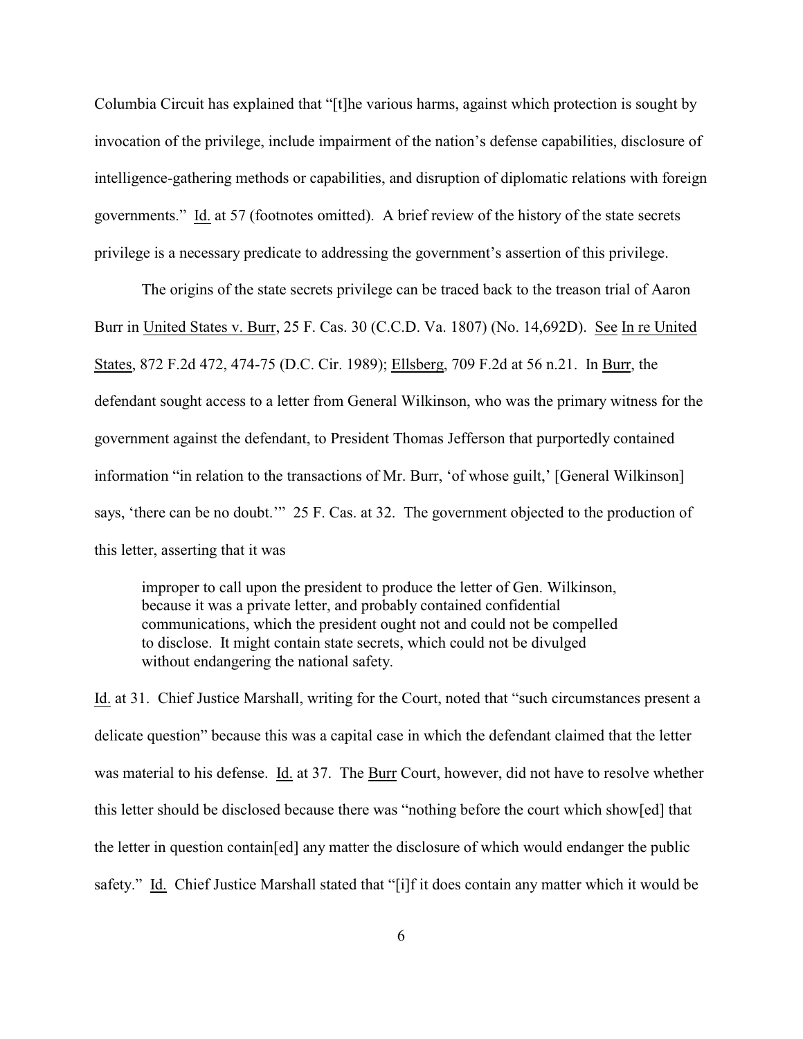Columbia Circuit has explained that "[t]he various harms, against which protection is sought by invocation of the privilege, include impairment of the nation's defense capabilities, disclosure of intelligence-gathering methods or capabilities, and disruption of diplomatic relations with foreign governments." Id. at 57 (footnotes omitted). A brief review of the history of the state secrets privilege is a necessary predicate to addressing the government's assertion of this privilege.

The origins of the state secrets privilege can be traced back to the treason trial of Aaron Burr in United States v. Burr, 25 F. Cas. 30 (C.C.D. Va. 1807) (No. 14,692D). See In re United States, 872 F.2d 472, 474-75 (D.C. Cir. 1989); Ellsberg, 709 F.2d at 56 n.21. In Burr, the defendant sought access to a letter from General Wilkinson, who was the primary witness for the government against the defendant, to President Thomas Jefferson that purportedly contained information "in relation to the transactions of Mr. Burr, 'of whose guilt,' [General Wilkinson] says, 'there can be no doubt.'" 25 F. Cas. at 32. The government objected to the production of this letter, asserting that it was

> improper to call upon the president to produce the letter of Gen. Wilkinson, because it was a private letter, and probably contained confidential communications, which the president ought not and could not be compelled to disclose. It might contain state secrets, which could not be divulged without endangering the national safety.

Id. at 31. Chief Justice Marshall, writing for the Court, noted that "such circumstances present a delicate question" because this was a capital case in which the defendant claimed that the letter was material to his defense. Id. at 37. The Burr Court, however, did not have to resolve whether this letter should be disclosed because there was "nothing before the court which show[ed] that the letter in question contain[ed] any matter the disclosure of which would endanger the public safety." Id. Chief Justice Marshall stated that "[i]f it does contain any matter which it would be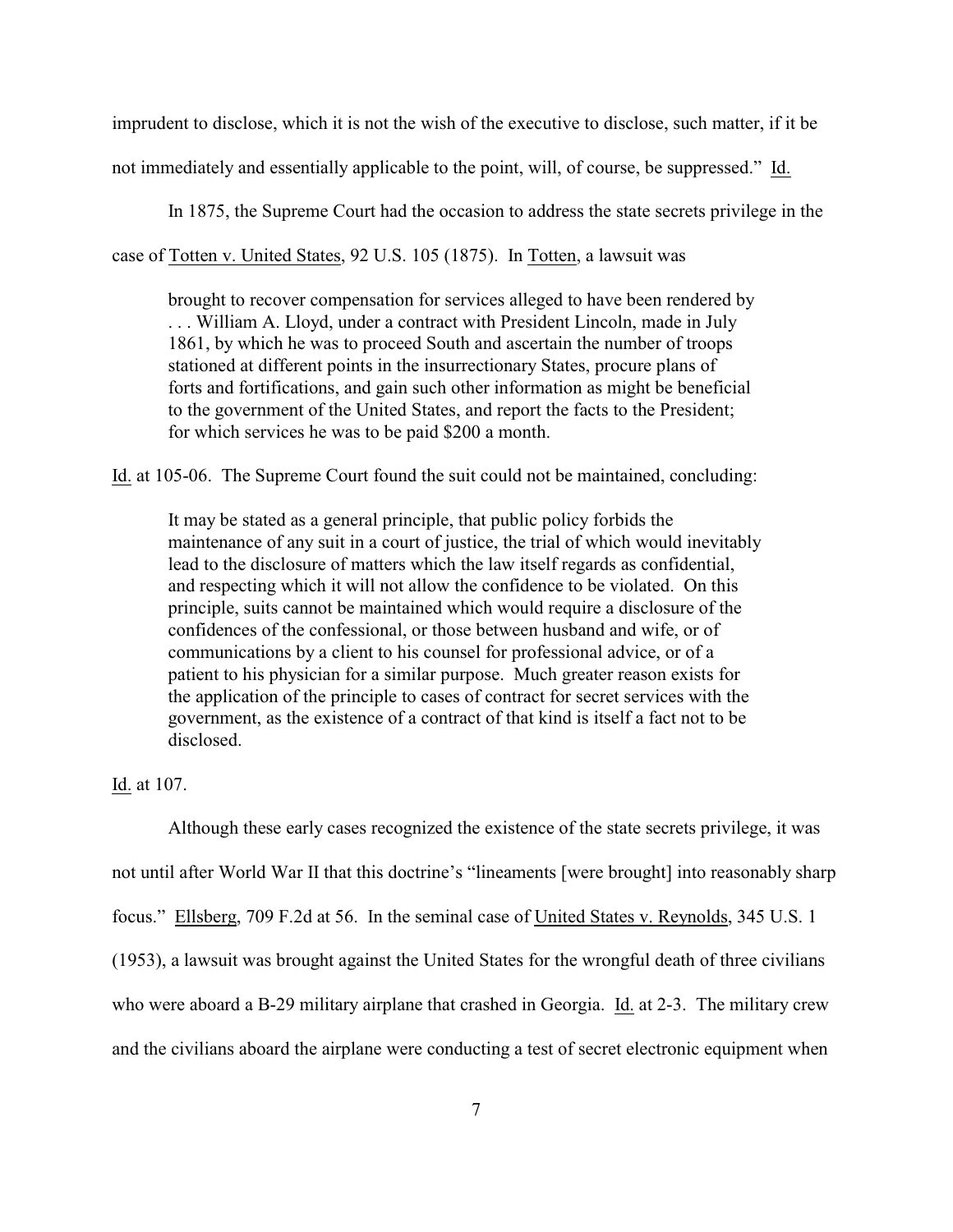imprudent to disclose, which it is not the wish of the executive to disclose, such matter, if it be not immediately and essentially applicable to the point, will, of course, be suppressed." Id.

In 1875, the Supreme Court had the occasion to address the state secrets privilege in the case of Totten v. United States, 92 U.S. 105 (1875). In Totten, a lawsuit was

> brought to recover compensation for services alleged to have been rendered by . . . William A. Lloyd, under a contract with President Lincoln, made in July 1861, by which he was to proceed South and ascertain the number of troops stationed at different points in the insurrectionary States, procure plans of forts and fortifications, and gain such other information as might be beneficial to the government of the United States, and report the facts to the President; for which services he was to be paid $200 a month.

Id. at 105-06. The Supreme Court found the suit could not be maintained, concluding:

> It may be stated as a general principle, that public policy forbids the maintenance of any suit in a court of justice, the trial of which would inevitably lead to the disclosure of matters which the law itself regards as confidential, and respecting which it will not allow the confidence to be violated. On this principle, suits cannot be maintained which would require a disclosure of the confidences of the confessional, or those between husband and wife, or of communications by a client to his counsel for professional advice, or of a patient to his physician for a similar purpose. Much greater reason exists for the application of the principle to cases of contract for secret services with the government, as the existence of a contract of that kind is itself a fact not to be disclosed.

Id. at 107.

Although these early cases recognized the existence of the state secrets privilege, it was not until after World War II that this doctrine's "lineaments [were brought] into reasonably sharp focus." Ellsberg, 709 F.2d at 56. In the seminal case of United States v. Reynolds, 345 U.S. 1 (1953), a lawsuit was brought against the United States for the wrongful death of three civilians who were aboard a B-29 military airplane that crashed in Georgia. Id. at 2-3. The military crew and the civilians aboard the airplane were conducting a test of secret electronic equipment when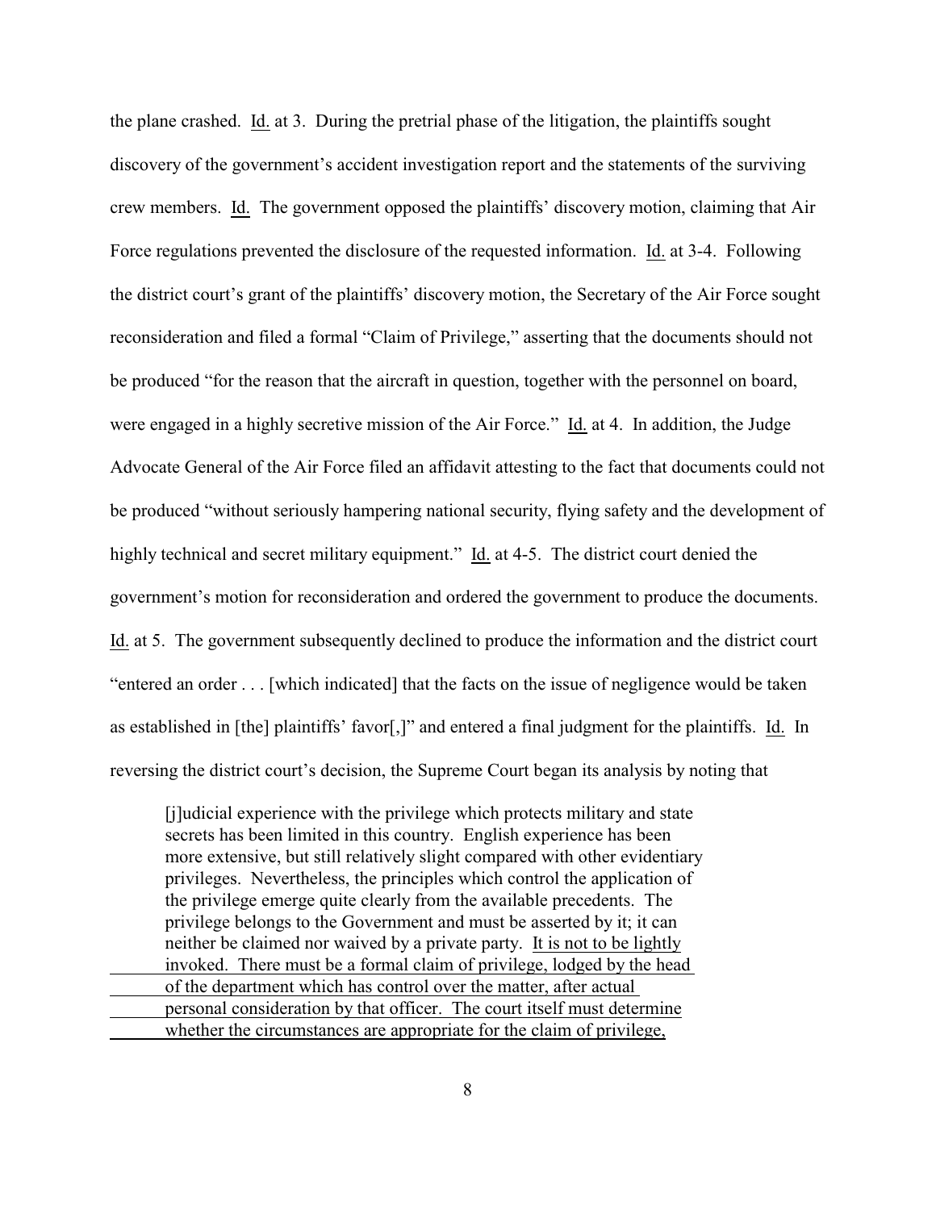the plane crashed. Id. at 3. During the pretrial phase of the litigation, the plaintiffs sought discovery of the government's accident investigation report and the statements of the surviving crew members. Id. The government opposed the plaintiffs' discovery motion, claiming that Air Force regulations prevented the disclosure of the requested information. Id. at 3-4. Following the district court's grant of the plaintiffs' discovery motion, the Secretary of the Air Force sought reconsideration and filed a formal "Claim of Privilege," asserting that the documents should not be produced "for the reason that the aircraft in question, together with the personnel on board, were engaged in a highly secretive mission of the Air Force." Id. at 4. In addition, the Judge Advocate General of the Air Force filed an affidavit attesting to the fact that documents could not be produced "without seriously hampering national security, flying safety and the development of highly technical and secret military equipment." Id. at 4-5. The district court denied the government's motion for reconsideration and ordered the government to produce the documents. Id. at 5. The government subsequently declined to produce the information and the district court "entered an order . . . [which indicated] that the facts on the issue of negligence would be taken as established in [the] plaintiffs' favor[,]" and entered a final judgment for the plaintiffs. Id. In reversing the district court's decision, the Supreme Court began its analysis by noting that

> [j]udicial experience with the privilege which protects military and state secrets has been limited in this country. English experience has been more extensive, but still relatively slight compared with other evidentiary privileges. Nevertheless, the principles which control the application of the privilege emerge quite clearly from the available precedents. The privilege belongs to the Government and must be asserted by it; it can neither be claimed nor waived by a private party. <u>It is not to be lightly invoked. There must be a formal claim of privilege, lodged by the head of the department which has control over the matter, after actual personal consideration by that officer. The court itself must determine whether the circumstances are appropriate for the claim of privilege,</u>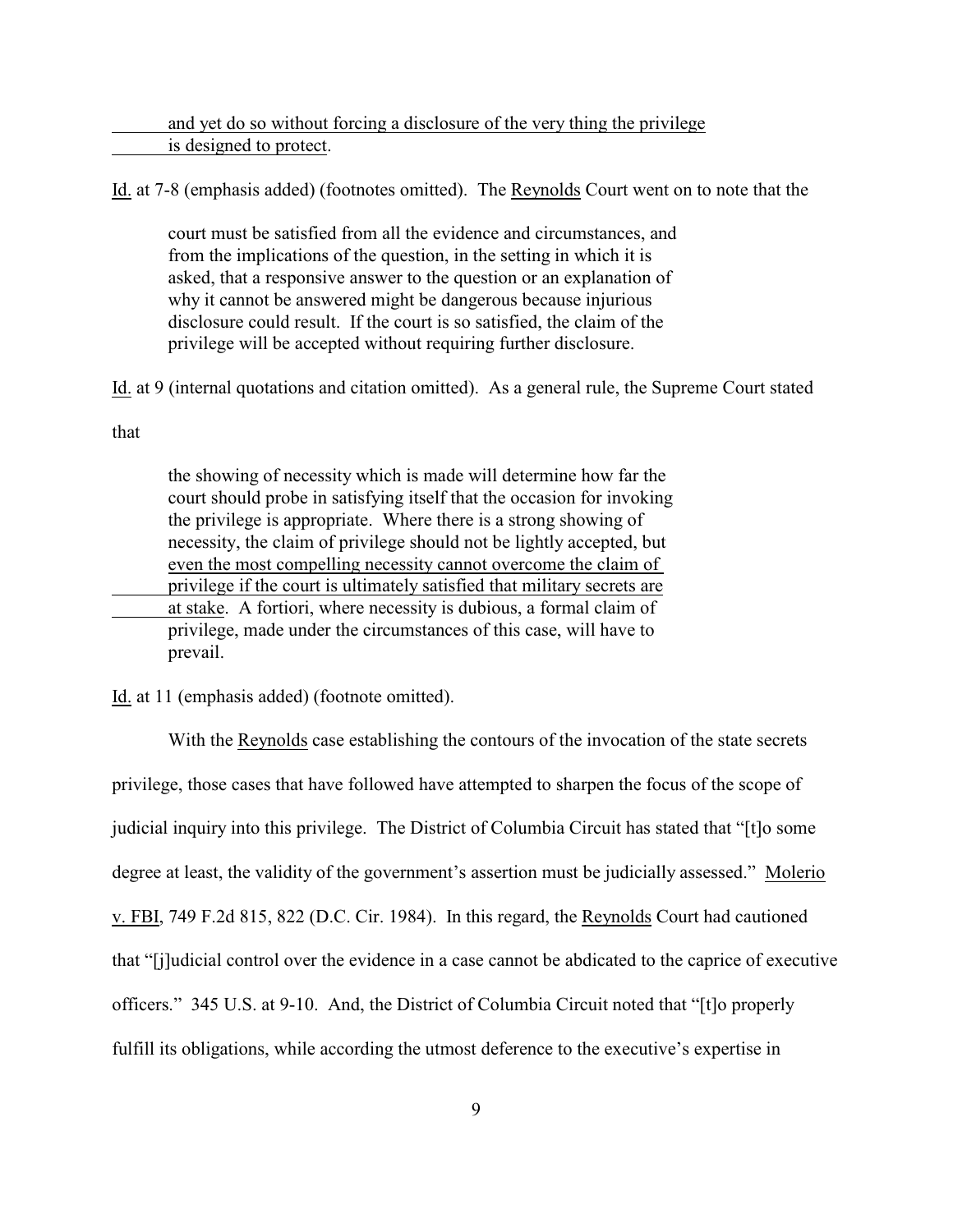> <u>and yet do so without forcing a disclosure of the very thing the privilege is designed to protect</u>.

<u>Id.</u> at 7-8 (emphasis added) (footnotes omitted). The <u>Reynolds</u> Court went on to note that the

> court must be satisfied from all the evidence and circumstances, and from the implications of the question, in the setting in which it is asked, that a responsive answer to the question or an explanation of why it cannot be answered might be dangerous because injurious disclosure could result. If the court is so satisfied, the claim of the privilege will be accepted without requiring further disclosure.

<u>Id.</u> at 9 (internal quotations and citation omitted). As a general rule, the Supreme Court stated that

> the showing of necessity which is made will determine how far the court should probe in satisfying itself that the occasion for invoking the privilege is appropriate. Where there is a strong showing of necessity, the claim of privilege should not be lightly accepted, but <u>even the most compelling necessity cannot overcome the claim of privilege if the court is ultimately satisfied that military secrets are at stake</u>. A fortiori, where necessity is dubious, a formal claim of privilege, made under the circumstances of this case, will have to prevail.

<u>Id.</u> at 11 (emphasis added) (footnote omitted).

With the <u>Reynolds</u> case establishing the contours of the invocation of the state secrets privilege, those cases that have followed have attempted to sharpen the focus of the scope of judicial inquiry into this privilege. The District of Columbia Circuit has stated that "[t]o some degree at least, the validity of the government's assertion must be judicially assessed." <u>Molerio v. FBI</u>, 749 F.2d 815, 822 (D.C. Cir. 1984). In this regard, the <u>Reynolds</u> Court had cautioned that "[j]udicial control over the evidence in a case cannot be abdicated to the caprice of executive officers." 345 U.S. at 9-10. And, the District of Columbia Circuit noted that "[t]o properly fulfill its obligations, while according the utmost deference to the executive's expertise in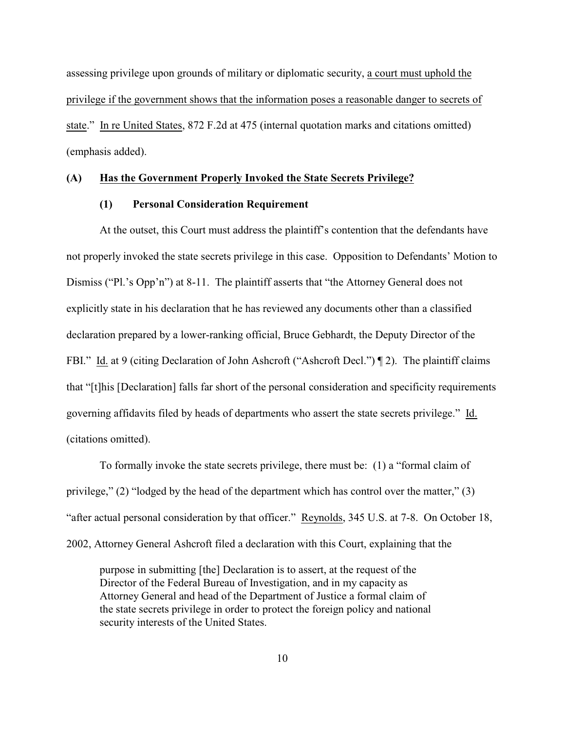assessing privilege upon grounds of military or diplomatic security, <u>a court must uphold the privilege if the government shows that the information poses a reasonable danger to secrets of state</u>." <u>In re United States</u>, 872 F.2d at 475 (internal quotation marks and citations omitted) (emphasis added).

### (A) Has the Government Properly Invoked the State Secrets Privilege?

#### (1) Personal Consideration Requirement

At the outset, this Court must address the plaintiff's contention that the defendants have not properly invoked the state secrets privilege in this case. Opposition to Defendants' Motion to Dismiss ("Pl.'s Opp'n") at 8-11. The plaintiff asserts that "the Attorney General does not explicitly state in his declaration that he has reviewed any documents other than a classified declaration prepared by a lower-ranking official, Bruce Gebhardt, the Deputy Director of the FBI." <u>Id.</u> at 9 (citing Declaration of John Ashcroft ("Ashcroft Decl.") ¶ 2). The plaintiff claims that "[t]his [Declaration] falls far short of the personal consideration and specificity requirements governing affidavits filed by heads of departments who assert the state secrets privilege." <u>Id.</u> (citations omitted).

To formally invoke the state secrets privilege, there must be: (1) a "formal claim of privilege," (2) "lodged by the head of the department which has control over the matter," (3) "after actual personal consideration by that officer." <u>Reynolds</u>, 345 U.S. at 7-8. On October 18, 2002, Attorney General Ashcroft filed a declaration with this Court, explaining that the

> purpose in submitting [the] Declaration is to assert, at the request of the Director of the Federal Bureau of Investigation, and in my capacity as Attorney General and head of the Department of Justice a formal claim of the state secrets privilege in order to protect the foreign policy and national security interests of the United States.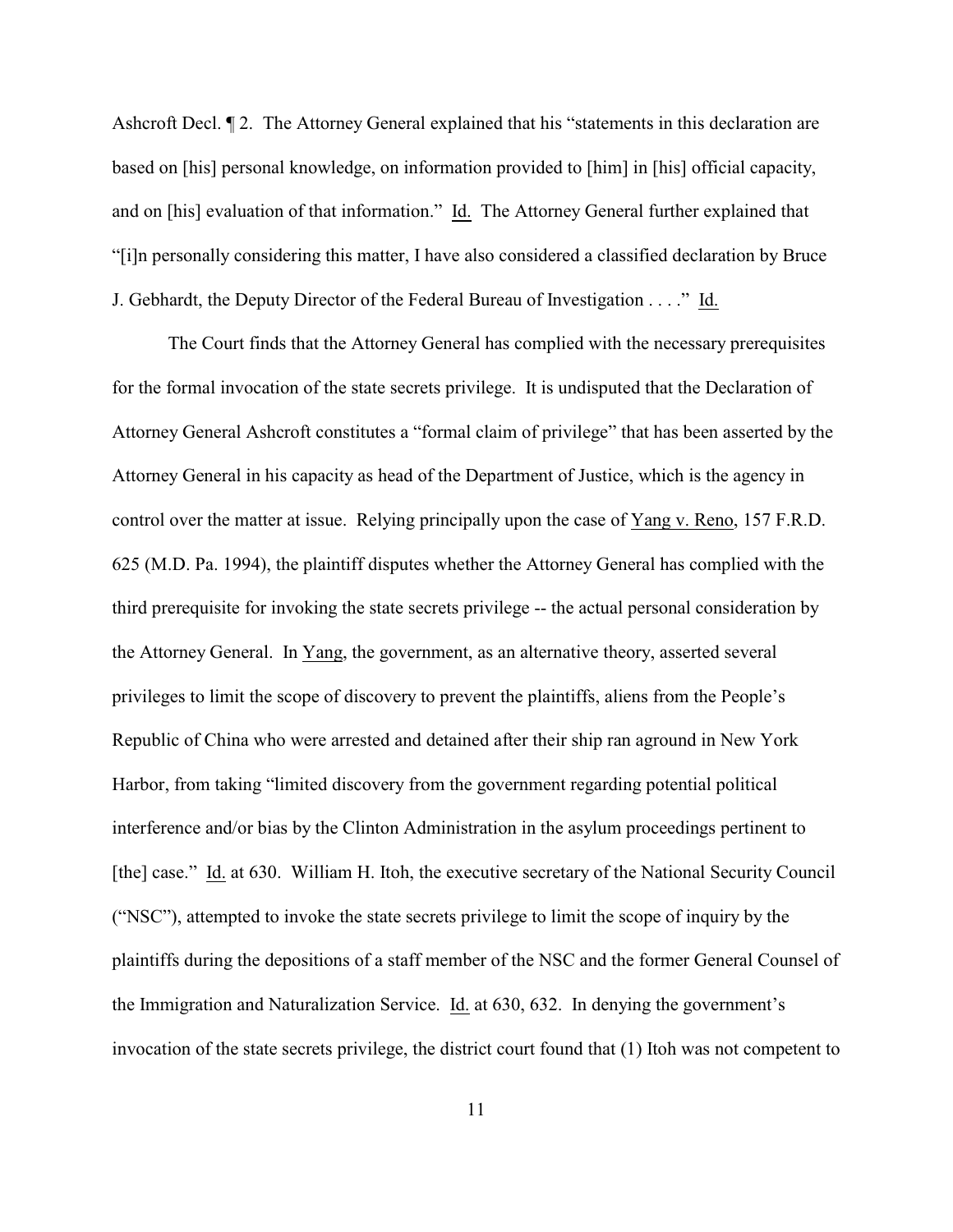Ashcroft Decl. ¶ 2. The Attorney General explained that his "statements in this declaration are based on [his] personal knowledge, on information provided to [him] in [his] official capacity, and on [his] evaluation of that information." Id. The Attorney General further explained that "[i]n personally considering this matter, I have also considered a classified declaration by Bruce J. Gebhardt, the Deputy Director of the Federal Bureau of Investigation . . . ." Id.

The Court finds that the Attorney General has complied with the necessary prerequisites for the formal invocation of the state secrets privilege. It is undisputed that the Declaration of Attorney General Ashcroft constitutes a "formal claim of privilege" that has been asserted by the Attorney General in his capacity as head of the Department of Justice, which is the agency in control over the matter at issue. Relying principally upon the case of Yang v. Reno, 157 F.R.D. 625 (M.D. Pa. 1994), the plaintiff disputes whether the Attorney General has complied with the third prerequisite for invoking the state secrets privilege -- the actual personal consideration by the Attorney General. In Yang, the government, as an alternative theory, asserted several privileges to limit the scope of discovery to prevent the plaintiffs, aliens from the People's Republic of China who were arrested and detained after their ship ran aground in New York Harbor, from taking "limited discovery from the government regarding potential political interference and/or bias by the Clinton Administration in the asylum proceedings pertinent to [the] case." Id. at 630. William H. Itoh, the executive secretary of the National Security Council ("NSC"), attempted to invoke the state secrets privilege to limit the scope of inquiry by the plaintiffs during the depositions of a staff member of the NSC and the former General Counsel of the Immigration and Naturalization Service. Id. at 630, 632. In denying the government's invocation of the state secrets privilege, the district court found that (1) Itoh was not competent to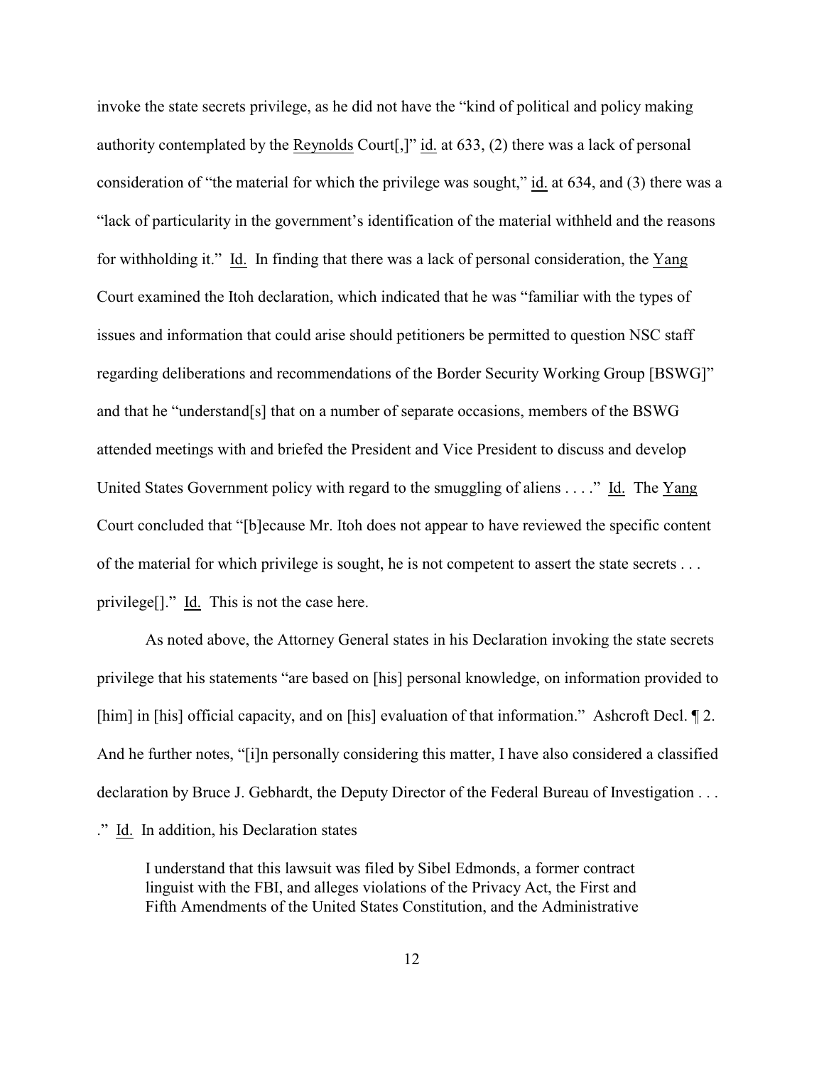invoke the state secrets privilege, as he did not have the "kind of political and policy making authority contemplated by the Reynolds Court[,]" id. at 633, (2) there was a lack of personal consideration of "the material for which the privilege was sought," id. at 634, and (3) there was a "lack of particularity in the government's identification of the material withheld and the reasons for withholding it." Id. In finding that there was a lack of personal consideration, the Yang Court examined the Itoh declaration, which indicated that he was "familiar with the types of issues and information that could arise should petitioners be permitted to question NSC staff regarding deliberations and recommendations of the Border Security Working Group [BSWG]" and that he "understand[s] that on a number of separate occasions, members of the BSWG attended meetings with and briefed the President and Vice President to discuss and develop United States Government policy with regard to the smuggling of aliens . . . ." Id. The Yang Court concluded that "[b]ecause Mr. Itoh does not appear to have reviewed the specific content of the material for which privilege is sought, he is not competent to assert the state secrets . . . privilege[]." Id. This is not the case here.

As noted above, the Attorney General states in his Declaration invoking the state secrets privilege that his statements "are based on [his] personal knowledge, on information provided to [him] in [his] official capacity, and on [his] evaluation of that information." Ashcroft Decl. ¶ 2. And he further notes, "[i]n personally considering this matter, I have also considered a classified declaration by Bruce J. Gebhardt, the Deputy Director of the Federal Bureau of Investigation . . . ." Id. In addition, his Declaration states

> I understand that this lawsuit was filed by Sibel Edmonds, a former contract linguist with the FBI, and alleges violations of the Privacy Act, the First and Fifth Amendments of the United States Constitution, and the Administrative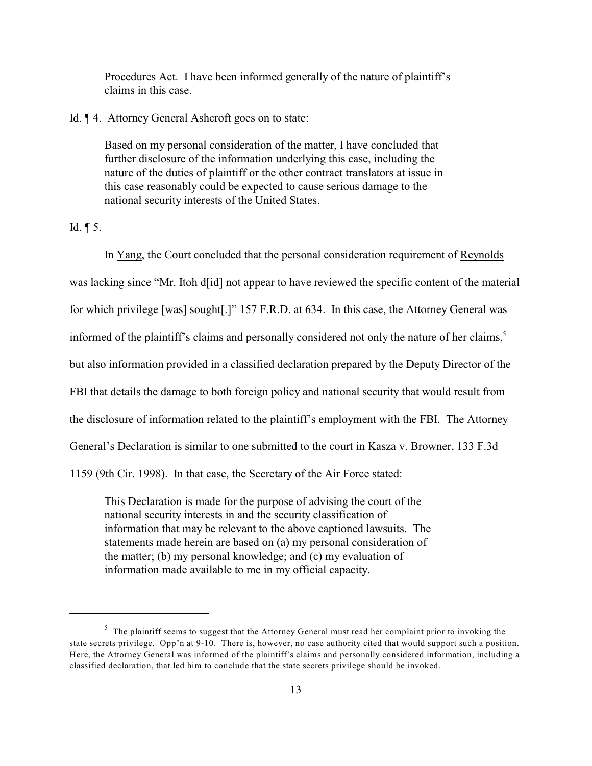> Procedures Act. I have been informed generally of the nature of plaintiff's claims in this case.

Id. ¶ 4. Attorney General Ashcroft goes on to state:

> Based on my personal consideration of the matter, I have concluded that further disclosure of the information underlying this case, including the nature of the duties of plaintiff or the other contract translators at issue in this case reasonably could be expected to cause serious damage to the national security interests of the United States.

Id. ¶ 5.

In Yang, the Court concluded that the personal consideration requirement of Reynolds was lacking since "Mr. Itoh d[id] not appear to have reviewed the specific content of the material for which privilege [was] sought[.]" 157 F.R.D. at 634. In this case, the Attorney General was informed of the plaintiff's claims and personally considered not only the nature of her claims,[5] but also information provided in a classified declaration prepared by the Deputy Director of the FBI that details the damage to both foreign policy and national security that would result from the disclosure of information related to the plaintiff's employment with the FBI. The Attorney General's Declaration is similar to one submitted to the court in Kasza v. Browner, 133 F.3d 1159 (9th Cir. 1998). In that case, the Secretary of the Air Force stated:

> This Declaration is made for the purpose of advising the court of the national security interests in and the security classification of information that may be relevant to the above captioned lawsuits. The statements made herein are based on (a) my personal consideration of the matter; (b) my personal knowledge; and (c) my evaluation of information made available to me in my official capacity.

---

[5] The plaintiff seems to suggest that the Attorney General must read her complaint prior to invoking the state secrets privilege. Opp'n at 9-10. There is, however, no case authority cited that would support such a position. Here, the Attorney General was informed of the plaintiff's claims and personally considered information, including a classified declaration, that led him to conclude that the state secrets privilege should be invoked.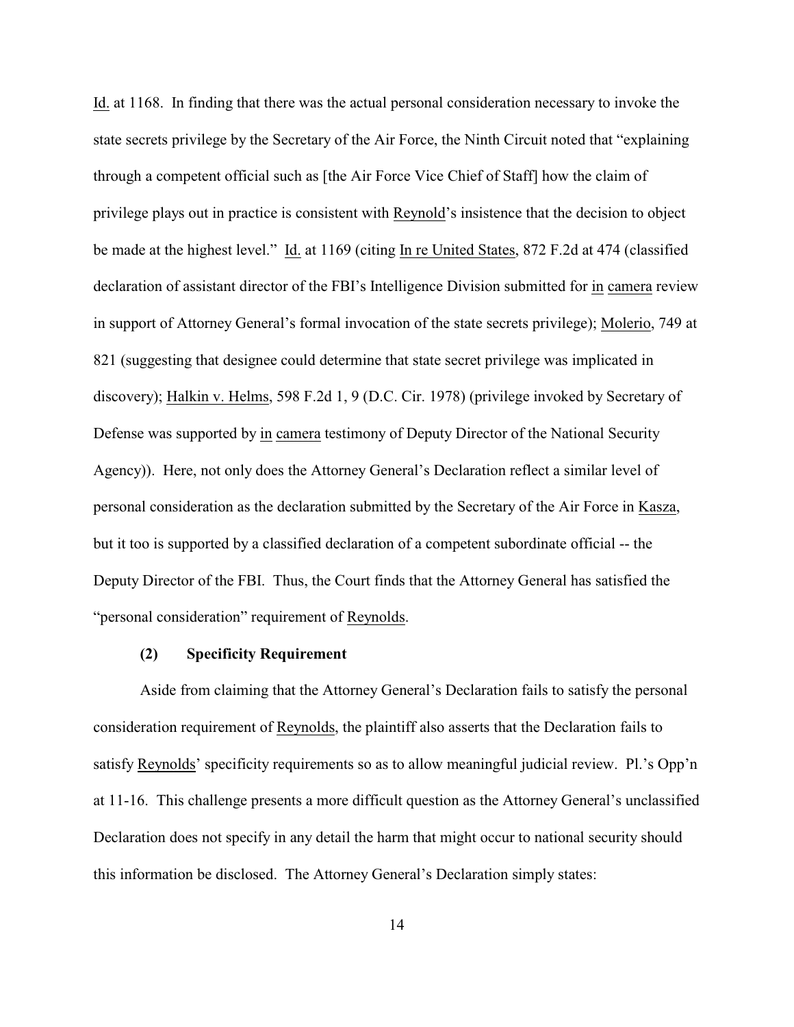Id. at 1168. In finding that there was the actual personal consideration necessary to invoke the state secrets privilege by the Secretary of the Air Force, the Ninth Circuit noted that "explaining through a competent official such as [the Air Force Vice Chief of Staff] how the claim of privilege plays out in practice is consistent with Reynold's insistence that the decision to object be made at the highest level." Id. at 1169 (citing In re United States, 872 F.2d at 474 (classified declaration of assistant director of the FBI's Intelligence Division submitted for in camera review in support of Attorney General's formal invocation of the state secrets privilege); Molerio, 749 at 821 (suggesting that designee could determine that state secret privilege was implicated in discovery); Halkin v. Helms, 598 F.2d 1, 9 (D.C. Cir. 1978) (privilege invoked by Secretary of Defense was supported by in camera testimony of Deputy Director of the National Security Agency)). Here, not only does the Attorney General's Declaration reflect a similar level of personal consideration as the declaration submitted by the Secretary of the Air Force in Kasza, but it too is supported by a classified declaration of a competent subordinate official -- the Deputy Director of the FBI. Thus, the Court finds that the Attorney General has satisfied the "personal consideration" requirement of Reynolds.

**(2) Specificity Requirement**

Aside from claiming that the Attorney General's Declaration fails to satisfy the personal consideration requirement of Reynolds, the plaintiff also asserts that the Declaration fails to satisfy Reynolds' specificity requirements so as to allow meaningful judicial review. Pl.'s Opp'n at 11-16. This challenge presents a more difficult question as the Attorney General's unclassified Declaration does not specify in any detail the harm that might occur to national security should this information be disclosed. The Attorney General's Declaration simply states: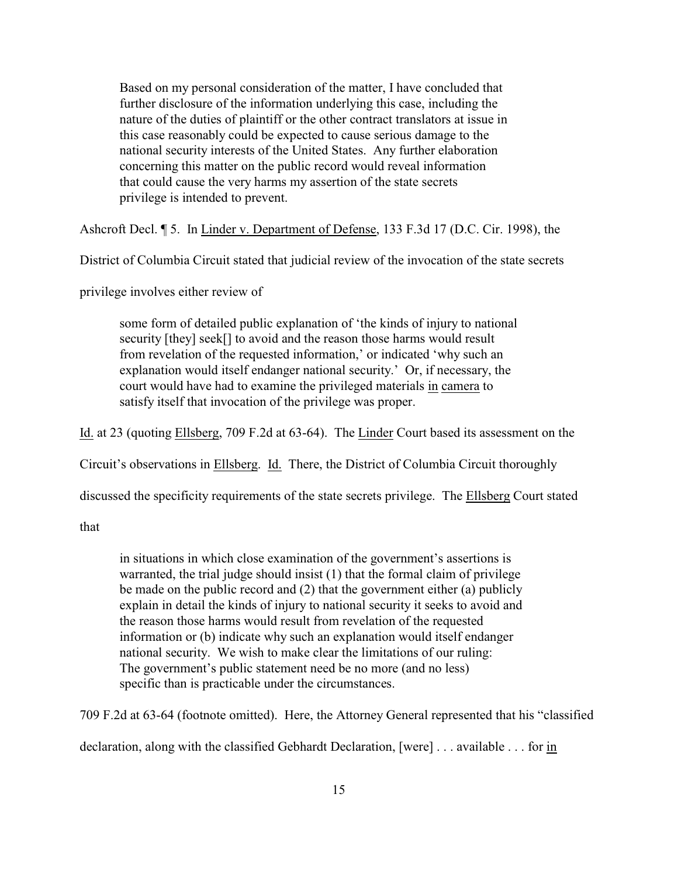> Based on my personal consideration of the matter, I have concluded that further disclosure of the information underlying this case, including the nature of the duties of plaintiff or the other contract translators at issue in this case reasonably could be expected to cause serious damage to the national security interests of the United States. Any further elaboration concerning this matter on the public record would reveal information that could cause the very harms my assertion of the state secrets privilege is intended to prevent.

Ashcroft Decl. ¶ 5. In Linder v. Department of Defense, 133 F.3d 17 (D.C. Cir. 1998), the District of Columbia Circuit stated that judicial review of the invocation of the state secrets privilege involves either review of

> some form of detailed public explanation of 'the kinds of injury to national security [they] seek[] to avoid and the reason those harms would result from revelation of the requested information,' or indicated 'why such an explanation would itself endanger national security.' Or, if necessary, the court would have had to examine the privileged materials in camera to satisfy itself that invocation of the privilege was proper.

Id. at 23 (quoting Ellsberg, 709 F.2d at 63-64). The Linder Court based its assessment on the Circuit's observations in Ellsberg. Id. There, the District of Columbia Circuit thoroughly discussed the specificity requirements of the state secrets privilege. The Ellsberg Court stated that

> in situations in which close examination of the government's assertions is warranted, the trial judge should insist (1) that the formal claim of privilege be made on the public record and (2) that the government either (a) publicly explain in detail the kinds of injury to national security it seeks to avoid and the reason those harms would result from revelation of the requested information or (b) indicate why such an explanation would itself endanger national security. We wish to make clear the limitations of our ruling: The government's public statement need be no more (and no less) specific than is practicable under the circumstances.

709 F.2d at 63-64 (footnote omitted). Here, the Attorney General represented that his "classified declaration, along with the classified Gebhardt Declaration, [were] . . . available . . . for in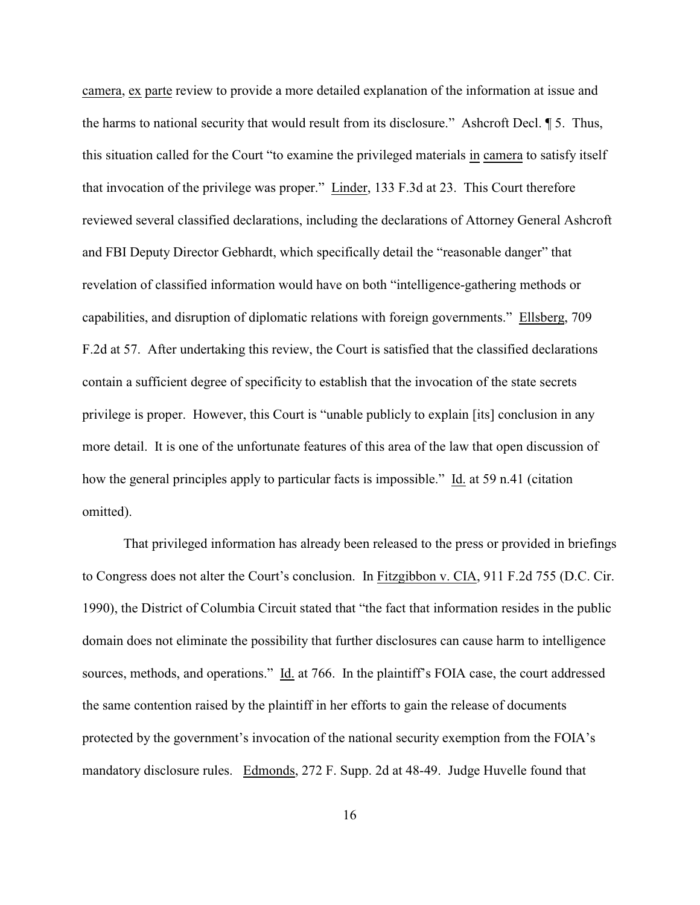camera, ex parte review to provide a more detailed explanation of the information at issue and the harms to national security that would result from its disclosure." Ashcroft Decl. ¶ 5. Thus, this situation called for the Court "to examine the privileged materials in camera to satisfy itself that invocation of the privilege was proper." Linder, 133 F.3d at 23. This Court therefore reviewed several classified declarations, including the declarations of Attorney General Ashcroft and FBI Deputy Director Gebhardt, which specifically detail the "reasonable danger" that revelation of classified information would have on both "intelligence-gathering methods or capabilities, and disruption of diplomatic relations with foreign governments." Ellsberg, 709 F.2d at 57. After undertaking this review, the Court is satisfied that the classified declarations contain a sufficient degree of specificity to establish that the invocation of the state secrets privilege is proper. However, this Court is "unable publicly to explain [its] conclusion in any more detail. It is one of the unfortunate features of this area of the law that open discussion of how the general principles apply to particular facts is impossible." Id. at 59 n.41 (citation omitted).

That privileged information has already been released to the press or provided in briefings to Congress does not alter the Court's conclusion. In Fitzgibbon v. CIA, 911 F.2d 755 (D.C. Cir. 1990), the District of Columbia Circuit stated that "the fact that information resides in the public domain does not eliminate the possibility that further disclosures can cause harm to intelligence sources, methods, and operations." Id. at 766. In the plaintiff's FOIA case, the court addressed the same contention raised by the plaintiff in her efforts to gain the release of documents protected by the government's invocation of the national security exemption from the FOIA's mandatory disclosure rules. Edmonds, 272 F. Supp. 2d at 48-49. Judge Huvelle found that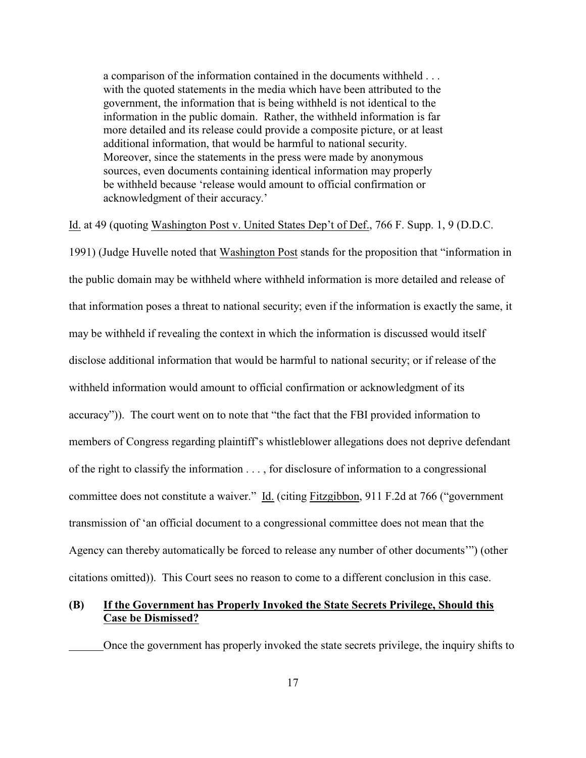> a comparison of the information contained in the documents withheld . . . with the quoted statements in the media which have been attributed to the government, the information that is being withheld is not identical to the information in the public domain. Rather, the withheld information is far more detailed and its release could provide a composite picture, or at least additional information, that would be harmful to national security. Moreover, since the statements in the press were made by anonymous sources, even documents containing identical information may properly be withheld because 'release would amount to official confirmation or acknowledgment of their accuracy.'

Id. at 49 (quoting Washington Post v. United States Dep't of Def., 766 F. Supp. 1, 9 (D.D.C. 1991) (Judge Huvelle noted that Washington Post stands for the proposition that "information in the public domain may be withheld where withheld information is more detailed and release of that information poses a threat to national security; even if the information is exactly the same, it may be withheld if revealing the context in which the information is discussed would itself disclose additional information that would be harmful to national security; or if release of the withheld information would amount to official confirmation or acknowledgment of its accuracy")). The court went on to note that "the fact that the FBI provided information to members of Congress regarding plaintiff's whistleblower allegations does not deprive defendant of the right to classify the information . . . , for disclosure of information to a congressional committee does not constitute a waiver." Id. (citing Fitzgibbon, 911 F.2d at 766 ("government transmission of 'an official document to a congressional committee does not mean that the Agency can thereby automatically be forced to release any number of other documents'") (other citations omitted)). This Court sees no reason to come to a different conclusion in this case.

**(B) If the Government has Properly Invoked the State Secrets Privilege, Should this Case be Dismissed?**

Once the government has properly invoked the state secrets privilege, the inquiry shifts to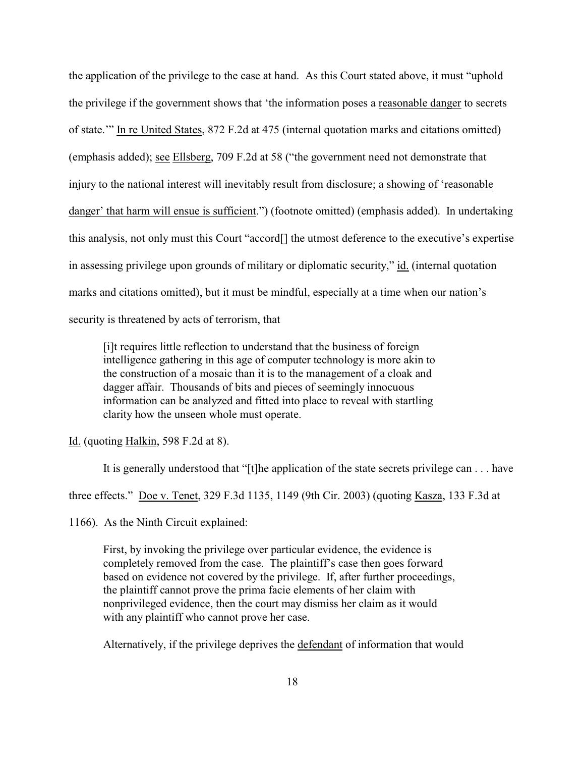the application of the privilege to the case at hand. As this Court stated above, it must "uphold the privilege if the government shows that 'the information poses a reasonable danger to secrets of state.'" In re United States, 872 F.2d at 475 (internal quotation marks and citations omitted) (emphasis added); see Ellsberg, 709 F.2d at 58 ("the government need not demonstrate that injury to the national interest will inevitably result from disclosure; a showing of 'reasonable danger' that harm will ensue is sufficient.") (footnote omitted) (emphasis added). In undertaking this analysis, not only must this Court "accord[] the utmost deference to the executive's expertise in assessing privilege upon grounds of military or diplomatic security," id. (internal quotation marks and citations omitted), but it must be mindful, especially at a time when our nation's security is threatened by acts of terrorism, that

> [i]t requires little reflection to understand that the business of foreign intelligence gathering in this age of computer technology is more akin to the construction of a mosaic than it is to the management of a cloak and dagger affair. Thousands of bits and pieces of seemingly innocuous information can be analyzed and fitted into place to reveal with startling clarity how the unseen whole must operate.

Id. (quoting Halkin, 598 F.2d at 8).

It is generally understood that "[t]he application of the state secrets privilege can . . . have three effects." Doe v. Tenet, 329 F.3d 1135, 1149 (9th Cir. 2003) (quoting Kasza, 133 F.3d at 1166). As the Ninth Circuit explained:

> First, by invoking the privilege over particular evidence, the evidence is completely removed from the case. The plaintiff's case then goes forward based on evidence not covered by the privilege. If, after further proceedings, the plaintiff cannot prove the prima facie elements of her claim with nonprivileged evidence, then the court may dismiss her claim as it would with any plaintiff who cannot prove her case.
>
> Alternatively, if the privilege deprives the defendant of information that would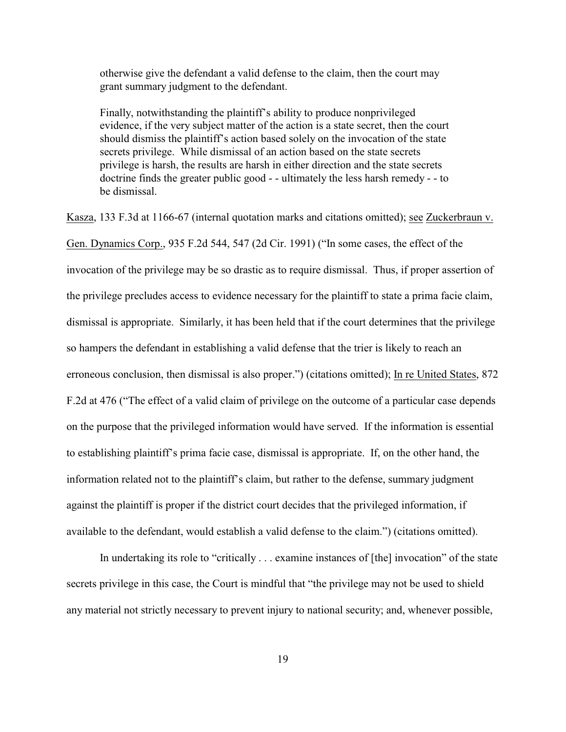> otherwise give the defendant a valid defense to the claim, then the court may grant summary judgment to the defendant.
>
> Finally, notwithstanding the plaintiff's ability to produce nonprivileged evidence, if the very subject matter of the action is a state secret, then the court should dismiss the plaintiff's action based solely on the invocation of the state secrets privilege. While dismissal of an action based on the state secrets privilege is harsh, the results are harsh in either direction and the state secrets doctrine finds the greater public good - - ultimately the less harsh remedy - - to be dismissal.

Kasza, 133 F.3d at 1166-67 (internal quotation marks and citations omitted); see Zuckerbraun v. Gen. Dynamics Corp., 935 F.2d 544, 547 (2d Cir. 1991) ("In some cases, the effect of the invocation of the privilege may be so drastic as to require dismissal. Thus, if proper assertion of the privilege precludes access to evidence necessary for the plaintiff to state a prima facie claim, dismissal is appropriate. Similarly, it has been held that if the court determines that the privilege so hampers the defendant in establishing a valid defense that the trier is likely to reach an erroneous conclusion, then dismissal is also proper.") (citations omitted); In re United States, 872 F.2d at 476 ("The effect of a valid claim of privilege on the outcome of a particular case depends on the purpose that the privileged information would have served. If the information is essential to establishing plaintiff's prima facie case, dismissal is appropriate. If, on the other hand, the information related not to the plaintiff's claim, but rather to the defense, summary judgment against the plaintiff is proper if the district court decides that the privileged information, if available to the defendant, would establish a valid defense to the claim.") (citations omitted).

In undertaking its role to "critically . . . examine instances of [the] invocation" of the state secrets privilege in this case, the Court is mindful that "the privilege may not be used to shield any material not strictly necessary to prevent injury to national security; and, whenever possible,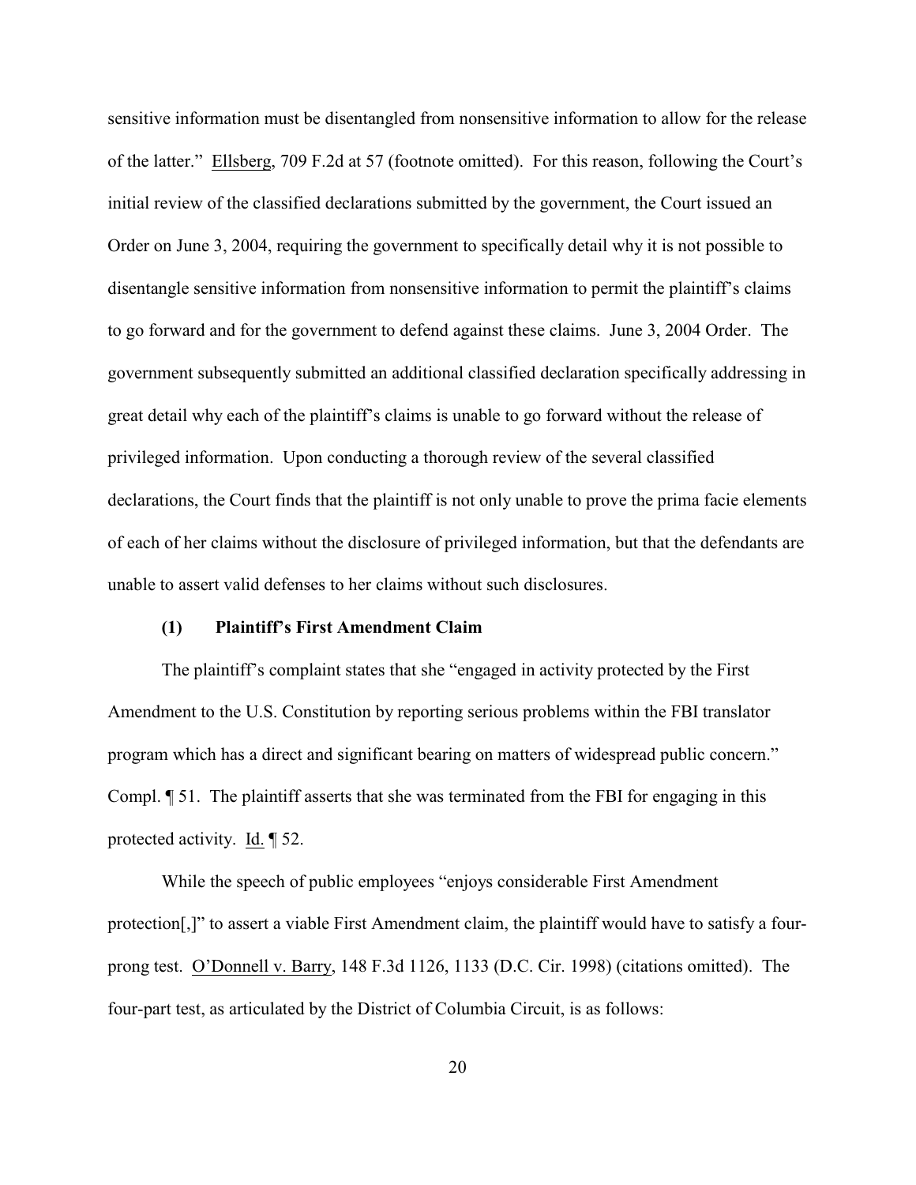sensitive information must be disentangled from nonsensitive information to allow for the release of the latter." Ellsberg, 709 F.2d at 57 (footnote omitted). For this reason, following the Court's initial review of the classified declarations submitted by the government, the Court issued an Order on June 3, 2004, requiring the government to specifically detail why it is not possible to disentangle sensitive information from nonsensitive information to permit the plaintiff's claims to go forward and for the government to defend against these claims. June 3, 2004 Order. The government subsequently submitted an additional classified declaration specifically addressing in great detail why each of the plaintiff's claims is unable to go forward without the release of privileged information. Upon conducting a thorough review of the several classified declarations, the Court finds that the plaintiff is not only unable to prove the prima facie elements of each of her claims without the disclosure of privileged information, but that the defendants are unable to assert valid defenses to her claims without such disclosures.

**(1) Plaintiff's First Amendment Claim**

The plaintiff's complaint states that she "engaged in activity protected by the First Amendment to the U.S. Constitution by reporting serious problems within the FBI translator program which has a direct and significant bearing on matters of widespread public concern." Compl. ¶ 51. The plaintiff asserts that she was terminated from the FBI for engaging in this protected activity. Id. ¶ 52.

While the speech of public employees "enjoys considerable First Amendment protection[,]" to assert a viable First Amendment claim, the plaintiff would have to satisfy a four-prong test. O'Donnell v. Barry, 148 F.3d 1126, 1133 (D.C. Cir. 1998) (citations omitted). The four-part test, as articulated by the District of Columbia Circuit, is as follows: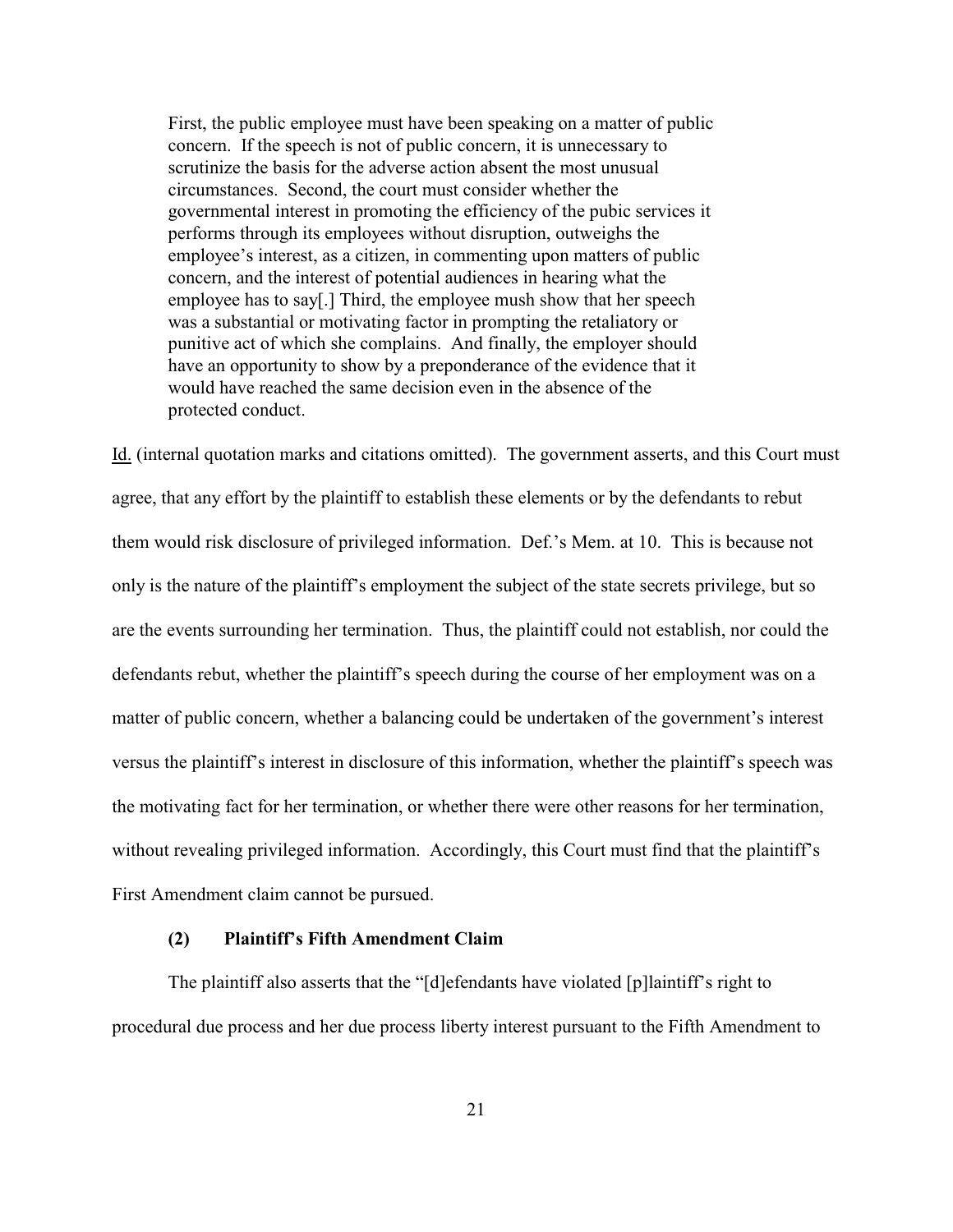> First, the public employee must have been speaking on a matter of public concern. If the speech is not of public concern, it is unnecessary to scrutinize the basis for the adverse action absent the most unusual circumstances. Second, the court must consider whether the governmental interest in promoting the efficiency of the pubic services it performs through its employees without disruption, outweighs the employee's interest, as a citizen, in commenting upon matters of public concern, and the interest of potential audiences in hearing what the employee has to say[.] Third, the employee mush show that her speech was a substantial or motivating factor in prompting the retaliatory or punitive act of which she complains. And finally, the employer should have an opportunity to show by a preponderance of the evidence that it would have reached the same decision even in the absence of the protected conduct.

Id. (internal quotation marks and citations omitted). The government asserts, and this Court must agree, that any effort by the plaintiff to establish these elements or by the defendants to rebut them would risk disclosure of privileged information. Def.'s Mem. at 10. This is because not only is the nature of the plaintiff's employment the subject of the state secrets privilege, but so are the events surrounding her termination. Thus, the plaintiff could not establish, nor could the defendants rebut, whether the plaintiff's speech during the course of her employment was on a matter of public concern, whether a balancing could be undertaken of the government's interest versus the plaintiff's interest in disclosure of this information, whether the plaintiff's speech was the motivating fact for her termination, or whether there were other reasons for her termination, without revealing privileged information. Accordingly, this Court must find that the plaintiff's First Amendment claim cannot be pursued.

#### (2) Plaintiff's Fifth Amendment Claim

The plaintiff also asserts that the "[d]efendants have violated [p]laintiff's right to procedural due process and her due process liberty interest pursuant to the Fifth Amendment to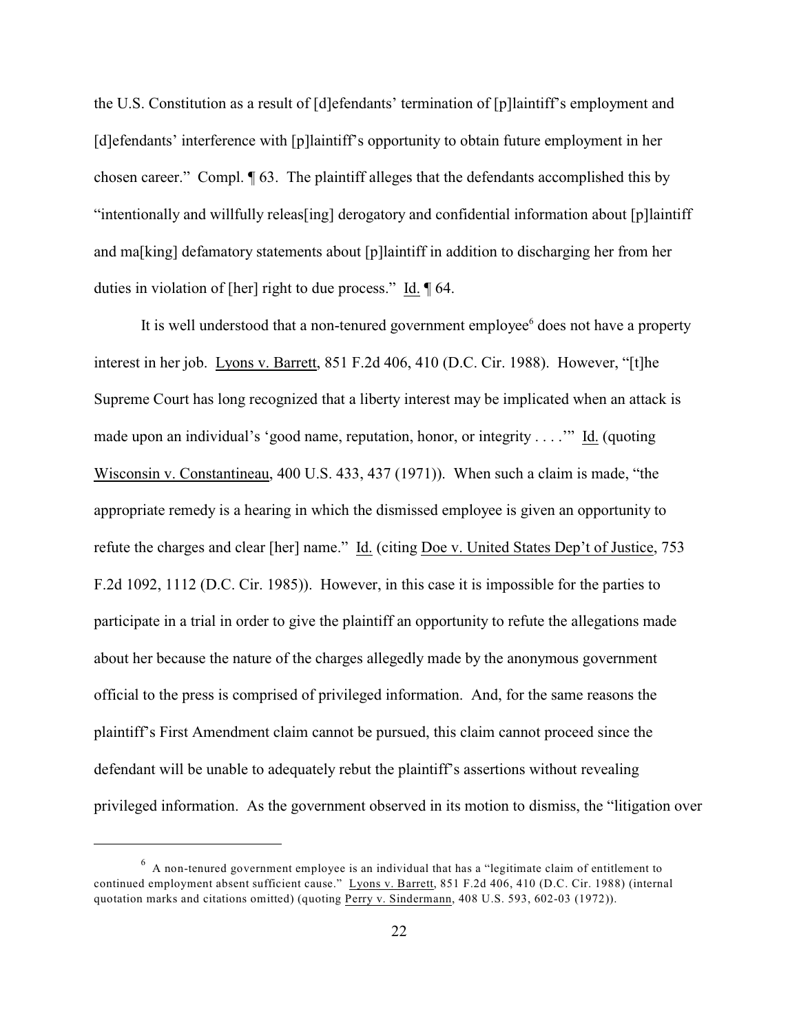the U.S. Constitution as a result of [d]efendants' termination of [p]laintiff's employment and [d]efendants' interference with [p]laintiff's opportunity to obtain future employment in her chosen career." Compl. ¶ 63. The plaintiff alleges that the defendants accomplished this by "intentionally and willfully releas[ing] derogatory and confidential information about [p]laintiff and ma[king] defamatory statements about [p]laintiff in addition to discharging her from her duties in violation of [her] right to due process." Id. ¶ 64.

It is well understood that a non-tenured government employee[6] does not have a property interest in her job. Lyons v. Barrett, 851 F.2d 406, 410 (D.C. Cir. 1988). However, "[t]he Supreme Court has long recognized that a liberty interest may be implicated when an attack is made upon an individual's 'good name, reputation, honor, or integrity . . . .'" Id. (quoting Wisconsin v. Constantineau, 400 U.S. 433, 437 (1971)). When such a claim is made, "the appropriate remedy is a hearing in which the dismissed employee is given an opportunity to refute the charges and clear [her] name." Id. (citing Doe v. United States Dep't of Justice, 753 F.2d 1092, 1112 (D.C. Cir. 1985)). However, in this case it is impossible for the parties to participate in a trial in order to give the plaintiff an opportunity to refute the allegations made about her because the nature of the charges allegedly made by the anonymous government official to the press is comprised of privileged information. And, for the same reasons the plaintiff's First Amendment claim cannot be pursued, this claim cannot proceed since the defendant will be unable to adequately rebut the plaintiff's assertions without revealing privileged information. As the government observed in its motion to dismiss, the "litigation over

[6] A non-tenured government employee is an individual that has a "legitimate claim of entitlement to continued employment absent sufficient cause." Lyons v. Barrett, 851 F.2d 406, 410 (D.C. Cir. 1988) (internal quotation marks and citations omitted) (quoting Perry v. Sindermann, 408 U.S. 593, 602-03 (1972)).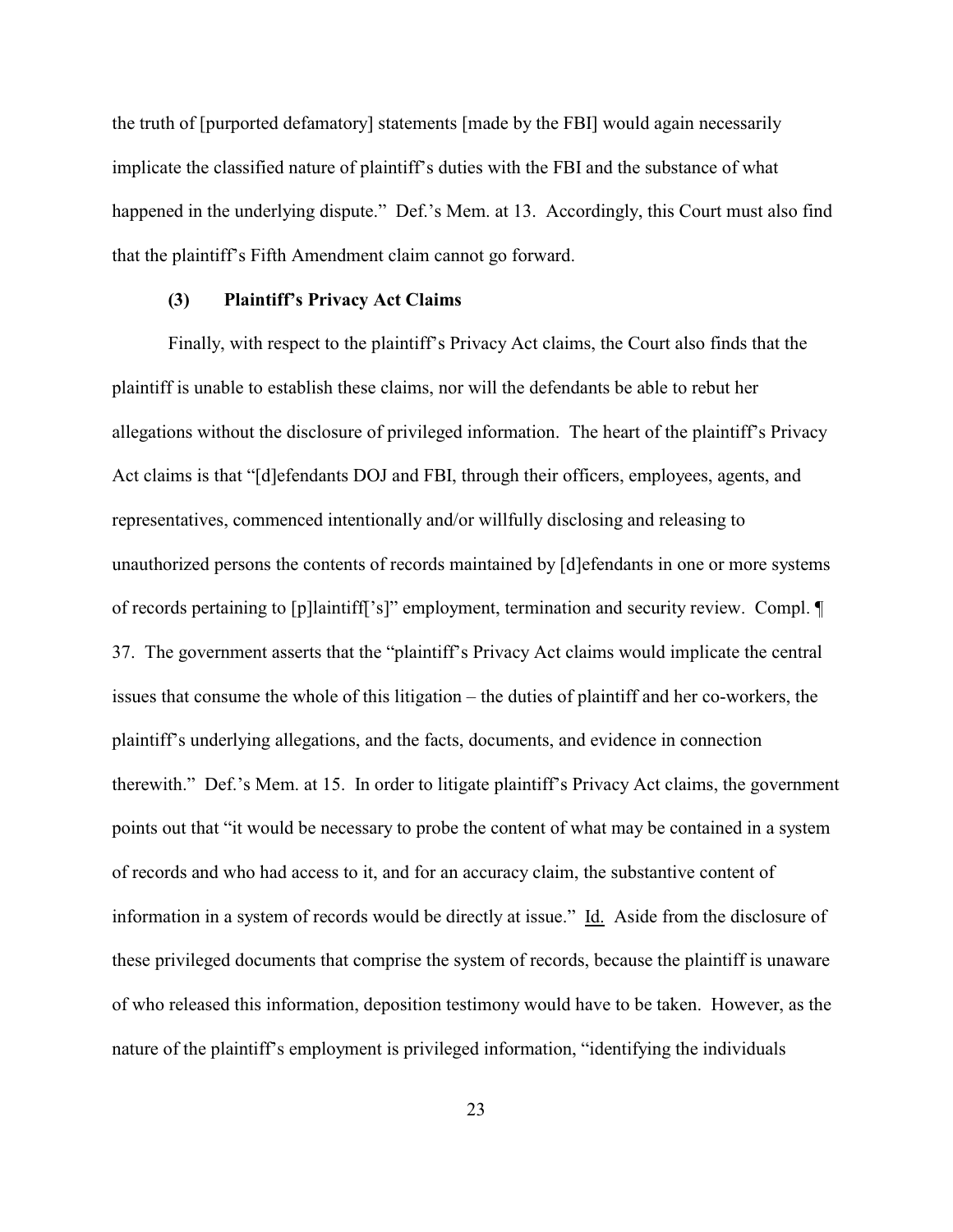the truth of [purported defamatory] statements [made by the FBI] would again necessarily implicate the classified nature of plaintiff's duties with the FBI and the substance of what happened in the underlying dispute." Def.'s Mem. at 13. Accordingly, this Court must also find that the plaintiff's Fifth Amendment claim cannot go forward.

**(3) Plaintiff's Privacy Act Claims**

Finally, with respect to the plaintiff's Privacy Act claims, the Court also finds that the plaintiff is unable to establish these claims, nor will the defendants be able to rebut her allegations without the disclosure of privileged information. The heart of the plaintiff's Privacy Act claims is that "[d]efendants DOJ and FBI, through their officers, employees, agents, and representatives, commenced intentionally and/or willfully disclosing and releasing to unauthorized persons the contents of records maintained by [d]efendants in one or more systems of records pertaining to [p]laintiff['s]" employment, termination and security review. Compl. ¶ 37. The government asserts that the "plaintiff's Privacy Act claims would implicate the central issues that consume the whole of this litigation – the duties of plaintiff and her co-workers, the plaintiff's underlying allegations, and the facts, documents, and evidence in connection therewith." Def.'s Mem. at 15. In order to litigate plaintiff's Privacy Act claims, the government points out that "it would be necessary to probe the content of what may be contained in a system of records and who had access to it, and for an accuracy claim, the substantive content of information in a system of records would be directly at issue." Id. Aside from the disclosure of these privileged documents that comprise the system of records, because the plaintiff is unaware of who released this information, deposition testimony would have to be taken. However, as the nature of the plaintiff's employment is privileged information, "identifying the individuals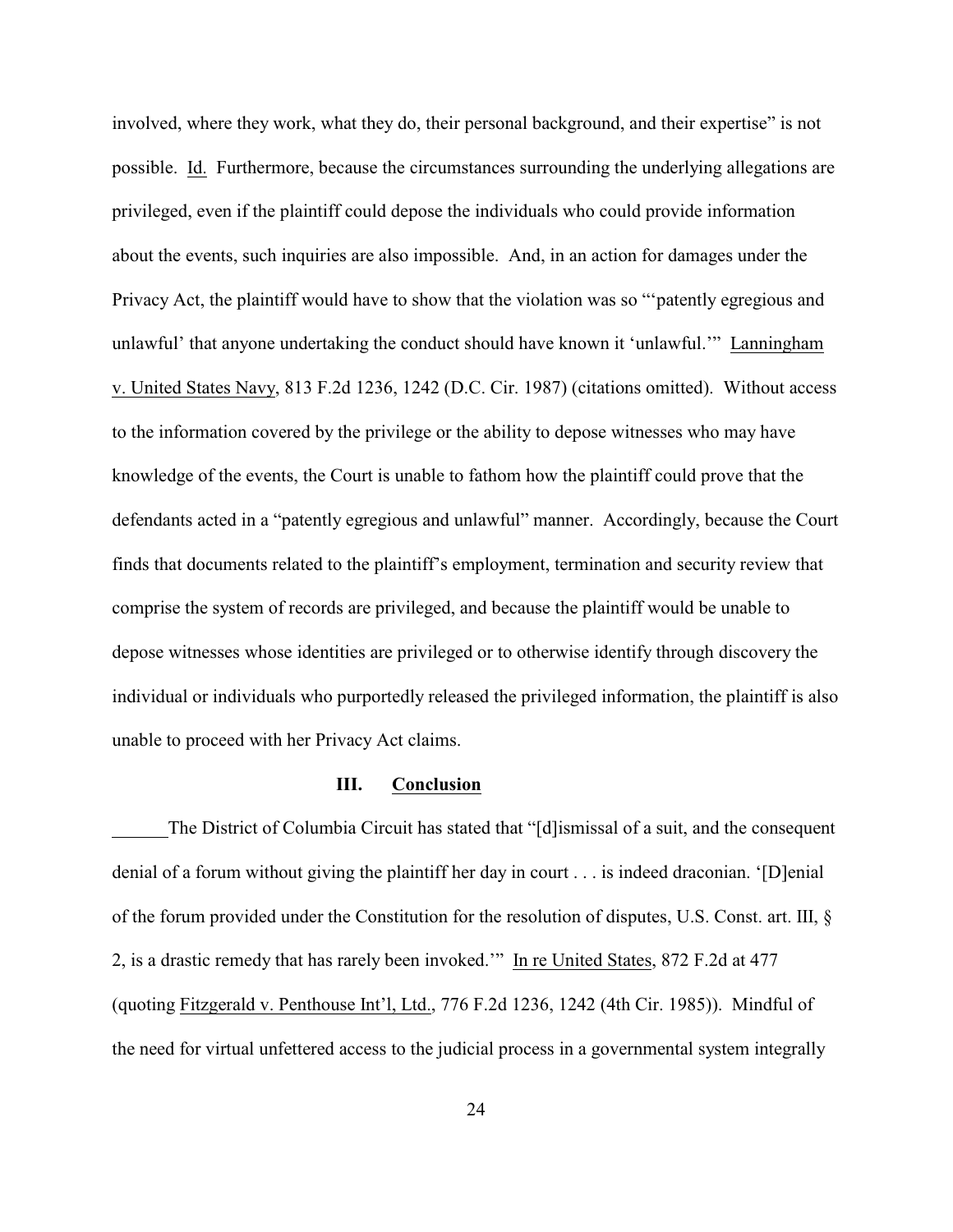involved, where they work, what they do, their personal background, and their expertise" is not possible. Id. Furthermore, because the circumstances surrounding the underlying allegations are privileged, even if the plaintiff could depose the individuals who could provide information about the events, such inquiries are also impossible. And, in an action for damages under the Privacy Act, the plaintiff would have to show that the violation was so "'patently egregious and unlawful' that anyone undertaking the conduct should have known it 'unlawful.'" Lanningham v. United States Navy, 813 F.2d 1236, 1242 (D.C. Cir. 1987) (citations omitted). Without access to the information covered by the privilege or the ability to depose witnesses who may have knowledge of the events, the Court is unable to fathom how the plaintiff could prove that the defendants acted in a "patently egregious and unlawful" manner. Accordingly, because the Court finds that documents related to the plaintiff's employment, termination and security review that comprise the system of records are privileged, and because the plaintiff would be unable to depose witnesses whose identities are privileged or to otherwise identify through discovery the individual or individuals who purportedly released the privileged information, the plaintiff is also unable to proceed with her Privacy Act claims.

## III. Conclusion

The District of Columbia Circuit has stated that "[d]ismissal of a suit, and the consequent denial of a forum without giving the plaintiff her day in court . . . is indeed draconian. '[D]enial of the forum provided under the Constitution for the resolution of disputes, U.S. Const. art. III, § 2, is a drastic remedy that has rarely been invoked.'" In re United States, 872 F.2d at 477 (quoting Fitzgerald v. Penthouse Int'l, Ltd., 776 F.2d 1236, 1242 (4th Cir. 1985)). Mindful of the need for virtual unfettered access to the judicial process in a governmental system integrally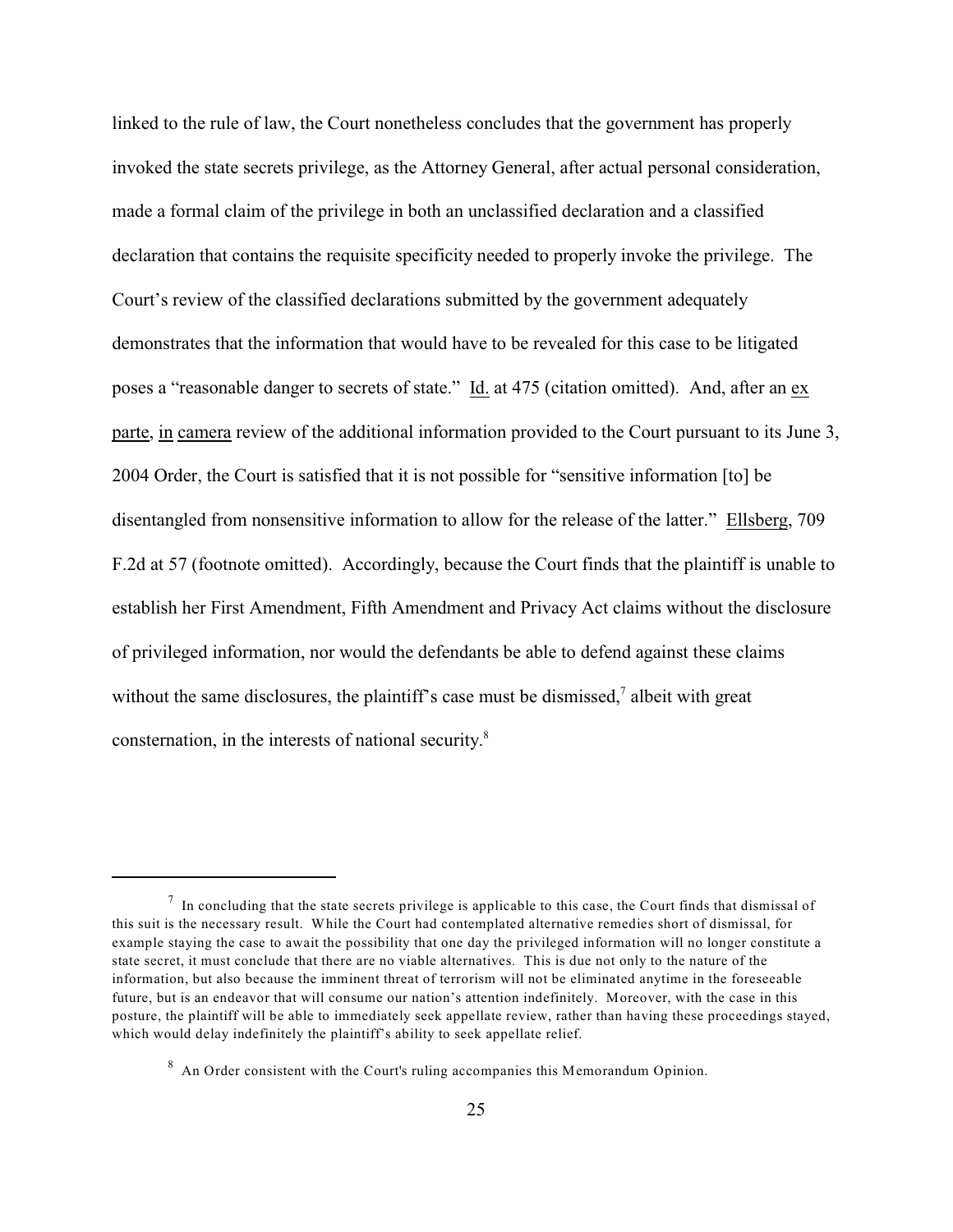linked to the rule of law, the Court nonetheless concludes that the government has properly invoked the state secrets privilege, as the Attorney General, after actual personal consideration, made a formal claim of the privilege in both an unclassified declaration and a classified declaration that contains the requisite specificity needed to properly invoke the privilege. The Court's review of the classified declarations submitted by the government adequately demonstrates that the information that would have to be revealed for this case to be litigated poses a "reasonable danger to secrets of state." Id. at 475 (citation omitted). And, after an ex parte, in camera review of the additional information provided to the Court pursuant to its June 3, 2004 Order, the Court is satisfied that it is not possible for "sensitive information [to] be disentangled from nonsensitive information to allow for the release of the latter." Ellsberg, 709 F.2d at 57 (footnote omitted). Accordingly, because the Court finds that the plaintiff is unable to establish her First Amendment, Fifth Amendment and Privacy Act claims without the disclosure of privileged information, nor would the defendants be able to defend against these claims without the same disclosures, the plaintiff's case must be dismissed,[7] albeit with great consternation, in the interests of national security.[8]

---

[7] In concluding that the state secrets privilege is applicable to this case, the Court finds that dismissal of this suit is the necessary result. While the Court had contemplated alternative remedies short of dismissal, for example staying the case to await the possibility that one day the privileged information will no longer constitute a state secret, it must conclude that there are no viable alternatives. This is due not only to the nature of the information, but also because the imminent threat of terrorism will not be eliminated anytime in the foreseeable future, but is an endeavor that will consume our nation's attention indefinitely. Moreover, with the case in this posture, the plaintiff will be able to immediately seek appellate review, rather than having these proceedings stayed, which would delay indefinitely the plaintiff's ability to seek appellate relief.

[8] An Order consistent with the Court's ruling accompanies this Memorandum Opinion.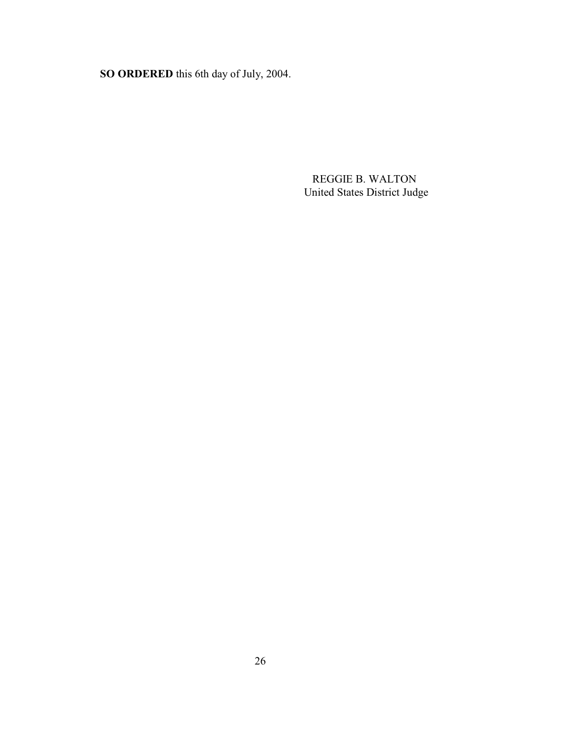**SO ORDERED** this 6th day of July, 2004.

REGGIE B. WALTON
United States District Judge